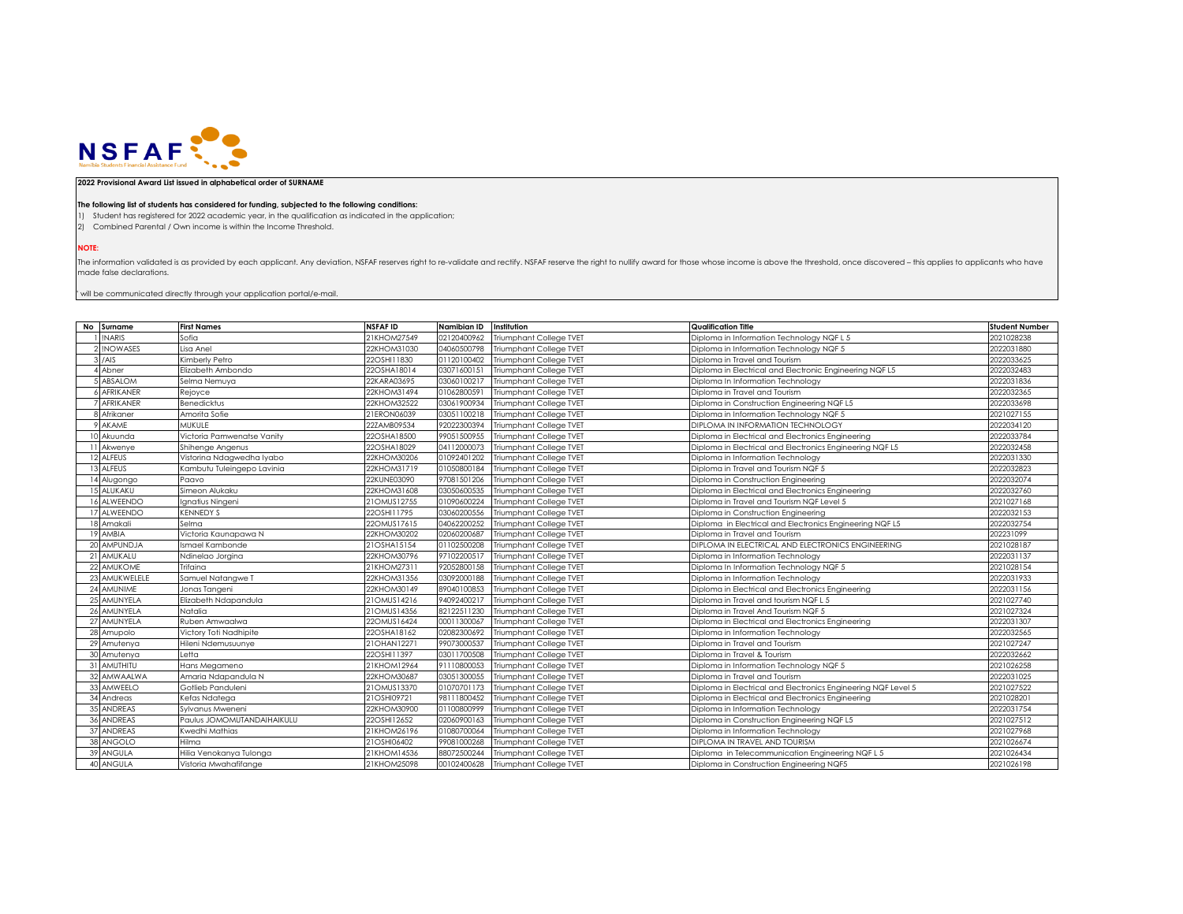NSFAF

Namibia Students Financial Assistance Fund

**2022 Provisional Award List issued in alphabetical order of SURNAME**

**The following list of students has considered for funding, subjected to the following conditions:**

1) Student has registered for 2022 academic year, in the qualification as indicated in the application;
2) Combined Parental / Own income is within the Income Threshold.

**NOTE:**

The information validated is as provided by each applicant. Any deviation, NSFAF reserves right to re-validate and rectify. NSFAF reserve the right to nullify award for those whose income is above the threshold, once discovered – this applies to applicants who have made false declarations.

' will be communicated directly through your application portal/e-mail.

| No | Surname | First Names | NSFAF ID | Namibian ID | Institution | Qualification Title | Student Number |
|---|---|---|---|---|---|---|---|
| 1 | !NARIS | Sofia | 21KHOM27549 | 02120400962 | Triumphant College TVET | Diploma in Information Technology NQF L 5 | 2021028238 |
| 2 | !NOWASES | Lisa Anel | 22KHOM31030 | 04060500798 | Triumphant College TVET | Diploma in Information Technology NQF 5 | 2022031880 |
| 3 | /AIS | Kimberly Petro | 22OSHI11830 | 01120100402 | Triumphant College TVET | Diploma in Travel and Tourism | 2022033625 |
| 4 | Abner | Elizabeth Ambondo | 22OSHA18014 | 03071600151 | Triumphant College TVET | Diploma in Electrical and Electronic Engineering NQF L5 | 2022032483 |
| 5 | ABSALOM | Selma Nemuya | 22KARA03695 | 03060100217 | Triumphant College TVET | Diploma In Information Technology | 2022031836 |
| 6 | AFRIKANER | Rejoyce | 22KHOM31494 | 01062800591 | Triumphant College TVET | Diploma in Travel and Tourism | 2022032365 |
| 7 | AFRIKANER | Benedicktus | 22KHOM32522 | 03061900934 | Triumphant College TVET | Diploma in Construction Engineering NQF L5 | 2022033698 |
| 8 | Afrikaner | Amorita Sofie | 21ERON06039 | 03051100218 | Triumphant College TVET | Diploma in Information Technology NQF 5 | 2021027155 |
| 9 | AKAME | MUKULE | 22ZAMB09534 | 92022300394 | Triumphant College TVET | DIPLOMA IN INFORMATION TECHNOLOGY | 2022034120 |
| 10 | Akuunda | Victoria Pamwenatse Vanity | 22OSHA18500 | 99051500955 | Triumphant College TVET | Diploma in Electrical and Electronics Engineering | 2022033784 |
| 11 | Akwenye | Shihenge Angenus | 22OSHA18029 | 04112000073 | Triumphant College TVET | Diploma in Electrical and Electronics Engineering NQF L5 | 2022032458 |
| 12 | ALFEUS | Vistorina Ndagwedha Iyabo | 22KHOM30206 | 01092401202 | Triumphant College TVET | Diploma in Information Technology | 2022031330 |
| 13 | ALFEUS | Kambutu Tuleingepo Lavinia | 22KHOM31719 | 01050800184 | Triumphant College TVET | Diploma in Travel and Tourism NQF 5 | 2022032823 |
| 14 | Alugongo | Paavo | 22KUNE03090 | 97081501206 | Triumphant College TVET | Diploma in Construction Engineering | 2022032074 |
| 15 | ALUKAKU | Simeon Alukaku | 22KHOM31608 | 03050600535 | Triumphant College TVET | Diploma in Electrical and Electronics Engineering | 2022032760 |
| 16 | ALWEENDO | Ignatius Ningeni | 21OMUS12755 | 01090600224 | Triumphant College TVET | Diploma in Travel and Tourism NQF Level 5 | 2021027168 |
| 17 | ALWEENDO | KENNEDY S | 22OSHI11795 | 03060200556 | Triumphant College TVET | Diploma in Construction Engineering | 2022032153 |
| 18 | Amakali | Selma | 22OMUS17615 | 04062200252 | Triumphant College TVET | Diploma in Electrical and Electronics Engineering NQF L5 | 2022032754 |
| 19 | AMBIA | Victoria Kaunapawa N | 22KHOM30202 | 02060200687 | Triumphant College TVET | Diploma in Travel and Tourism | 202231099 |
| 20 | AMPUNDJA | Ismael Kambonde | 21OSHA15154 | 01102500208 | Triumphant College TVET | DIPLOMA IN ELECTRICAL AND ELECTRONICS ENGINEERING | 2021028187 |
| 21 | AMUKALU | Ndinelao Jorgina | 22KHOM30796 | 97102200517 | Triumphant College TVET | Diploma in Information Technology | 2022031137 |
| 22 | AMUKOME | Trifaina | 21KHOM27311 | 92052800158 | Triumphant College TVET | Diploma In Information Technology NQF 5 | 2021028154 |
| 23 | AMUKWELELE | Samuel Natangwe T | 22KHOM31356 | 03092000188 | Triumphant College TVET | Diploma in Information Technology | 2022031933 |
| 24 | AMUNIME | Jonas Tangeni | 22KHOM30149 | 89040100853 | Triumphant College TVET | Diploma in Electrical and Electronics Engineering | 2022031156 |
| 25 | AMUNYELA | Elizabeth Ndapandula | 21OMUS14216 | 94092400217 | Triumphant College TVET | Diploma in Travel and tourism NQF L 5 | 2021027740 |
| 26 | AMUNYELA | Natalia | 21OMUS14356 | 82122511230 | Triumphant College TVET | Diploma in Travel And Tourism NQF 5 | 2021027324 |
| 27 | AMUNYELA | Ruben Amwaalwa | 22OMUS16424 | 00011300067 | Triumphant College TVET | Diploma in Electrical and Electronics Engineering | 2022031307 |
| 28 | Amupolo | Victory Toti Nadhipite | 22OSHA18162 | 02082300692 | Triumphant College TVET | Diploma in Information Technology | 2022032565 |
| 29 | Amutenya | Hileni Ndemusuunye | 21OHAN12271 | 99073000537 | Triumphant College TVET | Diploma in Travel and Tourism | 2021027247 |
| 30 | Amutenya | Letta | 22OSHI11397 | 03011700508 | Triumphant College TVET | Diploma in Travel & Tourism | 2022032662 |
| 31 | AMUTHITU | Hans Megameno | 21KHOM12964 | 91110800053 | Triumphant College TVET | Diploma in Information Technology NQF 5 | 2021026258 |
| 32 | AMWAALWA | Amaria Ndapandula N | 22KHOM30687 | 03051300055 | Triumphant College TVET | Diploma in Travel and Tourism | 2022031025 |
| 33 | AMWEELO | Gotlieb Panduleni | 21OMUS13370 | 01070701173 | Triumphant College TVET | Diploma in Electrical and Electronics Engineering NQF Level 5 | 2021027522 |
| 34 | Andreas | Kefas Ndatega | 21OSHI09721 | 98111800452 | Triumphant College TVET | Diploma in Electrical and Electronics Engineering | 2021028201 |
| 35 | ANDREAS | Sylvanus Mweneni | 22KHOM30900 | 01100800999 | Triumphant College TVET | Diploma in Information Technology | 2022031754 |
| 36 | ANDREAS | Paulus JOMOMUTANDAIHAIKULU | 22OSHI12652 | 02060900163 | Triumphant College TVET | Diploma in Construction Engineering NQF L5 | 2021027512 |
| 37 | ANDREAS | Kwedhi Mathias | 21KHOM26196 | 01080700064 | Triumphant College TVET | Diploma in Information Technology | 2021027968 |
| 38 | ANGOLO | Hilma | 21OSHI06402 | 99081000268 | Triumphant College TVET | DIPLOMA IN TRAVEL AND TOURISM | 2021026674 |
| 39 | ANGULA | Hilia Venokanya Tulonga | 21KHOM14536 | 88072500244 | Triumphant College TVET | Diploma in Telecommunication Engineering NQF L 5 | 2021026434 |
| 40 | ANGULA | Vistoria Mwahafifange | 21KHOM25098 | 00102400628 | Triumphant College TVET | Diploma in Construction Engineering NQF5 | 2021026198 |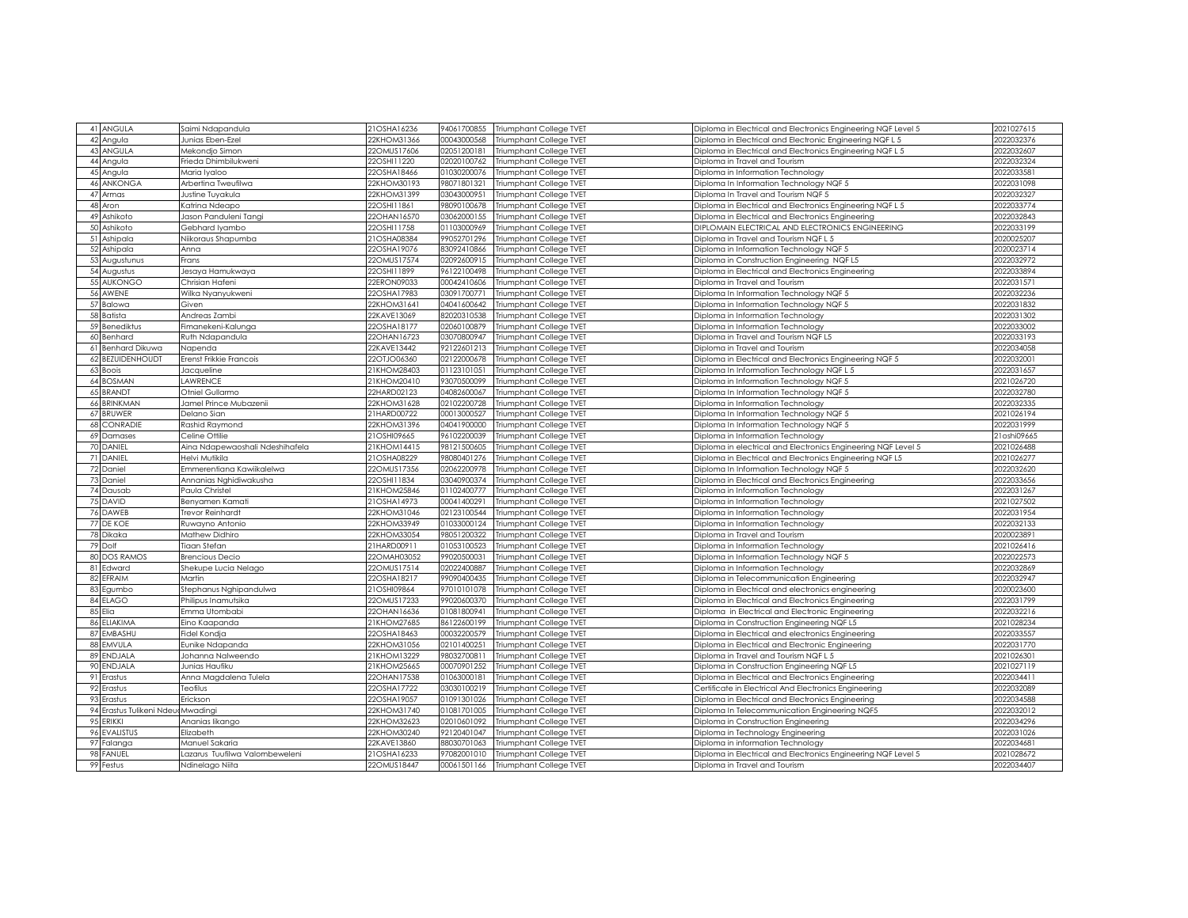| 41 | ANGULA | Saimi Ndapandula | 21OSHA16236 | 94061700855 | Triumphant College TVET | Diploma in Electrical and Electronics Engineering NQF Level 5 | 2021027615 |
|---|---|---|---|---|---|---|---|
| 42 | Angula | Junias Eben-Ezel | 22KHOM31366 | 00043000568 | Triumphant College TVET | Diploma in Electrical and Electronic Engineering NQF L 5 | 2022032376 |
| 43 | ANGULA | Mekondjo Simon | 22OMUS17606 | 02051200181 | Triumphant College TVET | Diploma in Electrical and Electronics Engineering NQF L 5 | 2022032607 |
| 44 | Angula | Frieda Dhimbilukweni | 22OSHI11220 | 02020100762 | Triumphant College TVET | Diploma in Travel and Tourism | 2022032324 |
| 45 | Angula | Maria Iyaloo | 22OSHA18466 | 01030200076 | Triumphant College TVET | Diploma in Information Technology | 2022033581 |
| 46 | ANKONGA | Arbertina Tweufilwa | 22KHOM30193 | 98071801321 | Triumphant College TVET | Diploma In Information Technology NQF 5 | 2022031098 |
| 47 | Armas | Justine Tuyakula | 22KHOM31399 | 03043000951 | Triumphant College TVET | Diploma In Travel and Tourism NQF 5 | 2022032327 |
| 48 | Aron | Katrina Ndeapo | 22OSHI11861 | 98090100678 | Triumphant College TVET | Diploma in Electrical and Electronics Engineering NQF L 5 | 2022033774 |
| 49 | Ashikoto | Jason Panduleni Tangi | 22OHAN16570 | 03062000155 | Triumphant College TVET | Diploma in Electrical and Electronics Engineering | 2022032843 |
| 50 | Ashikoto | Gebhard Iyambo | 22OSHI11758 | 01103000969 | Triumphant College TVET | DIPLOMAIN ELECTRICAL AND ELECTRONICS ENGINEERING | 2022033199 |
| 51 | Ashipala | Niikoraus Shapumba | 21OSHA08384 | 99052701296 | Triumphant College TVET | Diploma in Travel and Tourism NQF L 5 | 2020025207 |
| 52 | Ashipala | Anna | 22OSHA19076 | 83092410866 | Triumphant College TVET | Diploma in Information Technology NQF 5 | 2020023714 |
| 53 | Augustunus | Frans | 22OMUS17574 | 02092600915 | Triumphant College TVET | Diploma in Construction Engineering NQF L5 | 2022032972 |
| 54 | Augustus | Jesaya Hamukwaya | 22OSHI11899 | 96122100498 | Triumphant College TVET | Diploma in Electrical and Electronics Engineering | 2022033894 |
| 55 | AUKONGO | Chrisian Hafeni | 22ERON09033 | 00042410606 | Triumphant College TVET | Diploma in Travel and Tourism | 2022031571 |
| 56 | AWENE | Wilka Nyanyukweni | 22OSHA17983 | 03091700771 | Triumphant College TVET | Diploma In Information Technology NQF 5 | 2022032236 |
| 57 | Balowa | Given | 22KHOM31641 | 04041600642 | Triumphant College TVET | Diploma in Information Technology NQF 5 | 2022031832 |
| 58 | Batista | Andreas Zambi | 22KAVE13069 | 82020310538 | Triumphant College TVET | Diploma in Information Technology | 2022031302 |
| 59 | Benediktus | Fimanekeni-Kalunga | 22OSHA18177 | 02060100879 | Triumphant College TVET | Diploma in Information Technology | 2022033002 |
| 60 | Benhard | Ruth Ndapandula | 22OHAN16723 | 03070800947 | Triumphant College TVET | Diploma in Travel and Tourism NQF L5 | 2022033193 |
| 61 | Benhard Dikuwa | Napenda | 22KAVE13442 | 92122601213 | Triumphant College TVET | Diploma in Travel and Tourism | 2022034058 |
| 62 | BEZUIDENHOUDT | Erenst Frikkie Francois | 22OTJO06360 | 02122000678 | Triumphant College TVET | Diploma in Electrical and Electronics Engineering NQF 5 | 2022032001 |
| 63 | Boois | Jacqueline | 21KHOM28403 | 01123101051 | Triumphant College TVET | Diploma In Information Technology NQF L 5 | 2022031657 |
| 64 | BOSMAN | LAWRENCE | 21KHOM20410 | 93070500099 | Triumphant College TVET | Diploma in Information Technology NQF 5 | 2021026720 |
| 65 | BRANDT | Otniel Gullarmo | 22HARD02123 | 04082600067 | Triumphant College TVET | Diploma In Information Technology NQF 5 | 2022032780 |
| 66 | BRINKMAN | Jamel Prince Mubazenii | 22KHOM31628 | 02102200728 | Triumphant College TVET | Diploma in Information Technology | 2022032335 |
| 67 | BRUWER | Delano Sian | 21HARD00722 | 00013000527 | Triumphant College TVET | Diploma In Information Technology NQF 5 | 2021026194 |
| 68 | CONRADIE | Rashid Raymond | 22KHOM31396 | 04041900000 | Triumphant College TVET | Diploma In Information Technology NQF 5 | 2022031999 |
| 69 | Damases | Celine Ottilie | 21OSHI09665 | 96102200039 | Triumphant College TVET | Diploma in Information Technology | 21oshi09665 |
| 70 | DANIEL | Aina Ndapewaoshali Ndeshihafela | 21KHOM14415 | 98121500605 | Triumphant College TVET | Diploma in electrical and Electronics Engineering NQF Level 5 | 2021026488 |
| 71 | DANIEL | Helvi Mutikila | 21OSHA08229 | 98080401276 | Triumphant College TVET | Diploma in Electrical and Electronics Engineering NQF L5 | 2021026277 |
| 72 | Daniel | Emmerentiana Kawiikalelwa | 22OMUS17356 | 02062200978 | Triumphant College TVET | Diploma In Information Technology NQF 5 | 2022032620 |
| 73 | Daniel | Annanias Nghidiwakusha | 22OSHI11834 | 03040900374 | Triumphant College TVET | Diploma in Electrical and Electronics Engineering | 2022033656 |
| 74 | Dausab | Paula Christel | 21KHOM25846 | 01102400777 | Triumphant College TVET | Diploma in Information Technology | 2022031267 |
| 75 | DAVID | Benyamen Kamati | 21OSHA14973 | 00041400291 | Triumphant College TVET | Diploma in Information Technology | 2021027502 |
| 76 | DAWEB | Trevor Reinhardt | 22KHOM31046 | 02123100544 | Triumphant College TVET | Diploma in Information Technology | 2022031954 |
| 77 | DE KOE | Ruwayno Antonio | 22KHOM33949 | 01033000124 | Triumphant College TVET | Diploma in Information Technology | 2022032133 |
| 78 | Dikaka | Mathew Didhiro | 22KHOM33054 | 98051200322 | Triumphant College TVET | Diploma in Travel and Tourism | 2020023891 |
| 79 | Dolf | Tiaan Stefan | 21HARD00911 | 01053100523 | Triumphant College TVET | Diploma in Information Technology | 2021026416 |
| 80 | DOS RAMOS | Brencious Decio | 22OMAH03052 | 99020500031 | Triumphant College TVET | Diploma in Information Technology NQF 5 | 2022022573 |
| 81 | Edward | Shekupe Lucia Nelago | 22OMUS17514 | 02022400887 | Triumphant College TVET | Diploma in Information Technology | 2022032869 |
| 82 | EFRAIM | Martin | 22OSHA18217 | 99090400435 | Triumphant College TVET | Diploma in Telecommunication Engineering | 2022032947 |
| 83 | Egumbo | Stephanus Nghipandulwa | 21OSHI09864 | 97010101078 | Triumphant College TVET | Diploma in Electrical and electronics engineering | 2020023600 |
| 84 | ELAGO | Philipus Inamutsika | 22OMUS17233 | 99020600370 | Triumphant College TVET | Diploma in Electrical and Electronics Engineering | 2022031799 |
| 85 | Elia | Emma Utombabi | 22OHAN16636 | 01081800941 | Triumphant College TVET | Diploma in Electrical and Electronic Engineering | 2022032216 |
| 86 | ELIAKIMA | Eino Kaapanda | 21KHOM27685 | 86122600199 | Triumphant College TVET | Diploma in Construction Engineering NQF L5 | 2021028234 |
| 87 | EMBASHU | Fidel Kondja | 22OSHA18463 | 00032200579 | Triumphant College TVET | Diploma in Electrical and electronics Engineering | 2022033557 |
| 88 | EMVULA | Eunike Ndapanda | 22KHOM31056 | 02101400251 | Triumphant College TVET | Diploma in Electrical and Electronic Engineering | 2022031770 |
| 89 | ENDJALA | Johanna Nalweendo | 21KHOM13229 | 98032700811 | Triumphant College TVET | Diploma in Travel and Tourism NQF L 5 | 2021026301 |
| 90 | ENDJALA | Junias Haufiku | 21KHOM25665 | 00070901252 | Triumphant College TVET | Diploma in Construction Engineering NQF L5 | 2021027119 |
| 91 | Erastus | Anna Magdalena Tulela | 22OHAN17538 | 01063000181 | Triumphant College TVET | Diploma in Electrical and Electronics Engineering | 2022034411 |
| 92 | Erastus | Teofilus | 22OSHA17722 | 03030100219 | Triumphant College TVET | Certificate in Electrical And Electronics Engineering | 2022032089 |
| 93 | Erastus | Erickson | 22OSHA19057 | 01091301026 | Triumphant College TVET | Diploma in Electrical and Electronics Engineering | 2022034588 |
| 94 | Erastus Tulikeni Ndeu | Mwadingi | 22KHOM31740 | 01081701005 | Triumphant College TVET | Diploma In Telecommunication Engineering NQF5 | 2022032012 |
| 95 | ERIKKI | Ananias Iikango | 22KHOM32623 | 02010601092 | Triumphant College TVET | Diploma in Construction Engineering | 2022034296 |
| 96 | EVALISTUS | Elizabeth | 22KHOM30240 | 92120401047 | Triumphant College TVET | Diploma in Technology Engineering | 2022031026 |
| 97 | Falanga | Manuel Sakaria | 22KAVE13860 | 88030701063 | Triumphant College TVET | Diploma in information Technology | 2022034681 |
| 98 | FANUEL | Lazarus Tuufilwa Valombeweleni | 21OSHA16233 | 97082001010 | Triumphant College TVET | Diploma in Electrical and Electronics Engineering NQF Level 5 | 2021028672 |
| 99 | Festus | Ndinelago Niita | 22OMUS18447 | 00061501166 | Triumphant College TVET | Diploma in Travel and Tourism | 2022034407 |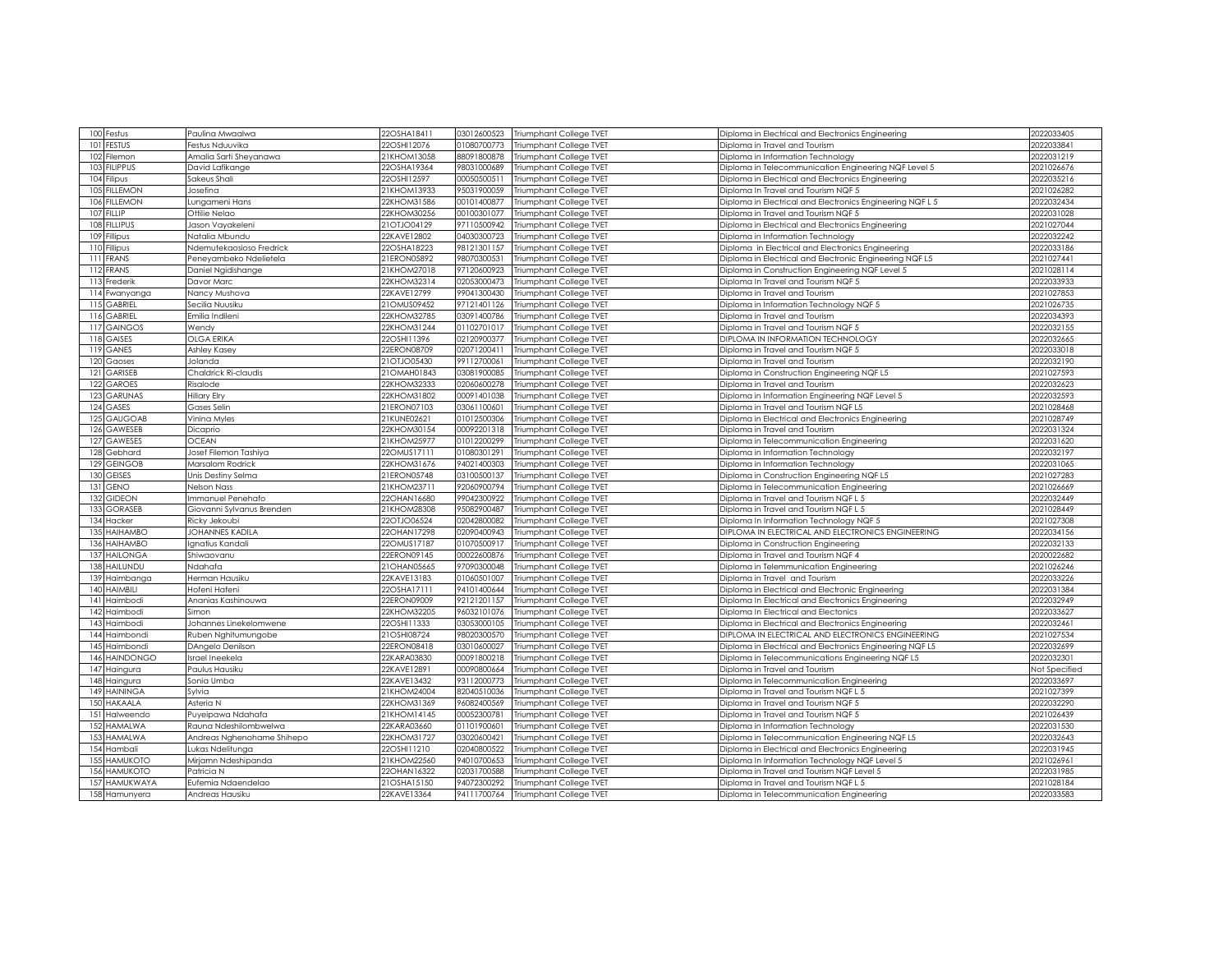| 100 | Festus | Paulina Mwaalwa | 22OSHA18411 | 03012600523 | Triumphant College TVET | Diploma in Electrical and Electronics Engineering | 2022033405 |
|---|---|---|---|---|---|---|---|
| 101 | FESTUS | Festus Nduuvika | 22OSHI12076 | 01080700773 | Triumphant College TVET | Diploma in Travel and Tourism | 2022033841 |
| 102 | Filemon | Amalia Sarti Sheyanawa | 21KHOM13058 | 88091800878 | Triumphant College TVET | Diploma in Information Technology | 2022031219 |
| 103 | FILIPPUS | David Lafikange | 22OSHA19364 | 98031000689 | Triumphant College TVET | Diploma in Telecommunication Engineering NQF Level 5 | 2021026676 |
| 104 | Filipus | Sakeus Shali | 22OSHI12597 | 00050500511 | Triumphant College TVET | Diploma in Electrical and Electronics Engineering | 2022035216 |
| 105 | FILLEMON | Josefina | 21KHOM13933 | 95031900059 | Triumphant College TVET | Diploma In Travel and Tourism NQF 5 | 2021026282 |
| 106 | FILLEMON | Lungameni Hans | 22KHOM31586 | 00101400877 | Triumphant College TVET | Diploma in Electrical and Electronics Engineering NQF L 5 | 2022032434 |
| 107 | FILLIP | Ottilie Nelao | 22KHOM30256 | 00100301077 | Triumphant College TVET | Diploma in Travel and Tourism NQF 5 | 2022031028 |
| 108 | FILLIPUS | Jason Vayakeleni | 21OTJO04129 | 97110500942 | Triumphant College TVET | Diploma in Electrical and Electronics Engineering | 2021027044 |
| 109 | Fillipus | Natalia Mbundu | 22KAVE12802 | 04030300723 | Triumphant College TVET | Diploma in Information Technology | 2022032242 |
| 110 | Fillipus | Ndemutekaosioso Fredrick | 22OSHA18223 | 98121301157 | Triumphant College TVET | Diploma in Electrical and Electronics Engineering | 2022033186 |
| 111 | FRANS | Peneyambeko Ndelietela | 21ERON05892 | 98070300531 | Triumphant College TVET | Diploma in Electrical and Electronic Engineering NQF L5 | 2021027441 |
| 112 | FRANS | Daniel Ngidishange | 21KHOM27018 | 97120600923 | Triumphant College TVET | Diploma in Construction Engineering NQF Level 5 | 2021028114 |
| 113 | Frederik | Davor Marc | 22KHOM32314 | 02053000473 | Triumphant College TVET | Diploma In Travel and Tourism NQF 5 | 2022033933 |
| 114 | Fwanyanga | Nancy Mushova | 22KAVE12799 | 99041300430 | Triumphant College TVET | Diploma in Travel and Tourism | 2021027853 |
| 115 | GABRIEL | Secilia Nuusiku | 21OMUS09452 | 97121401126 | Triumphant College TVET | Diploma in Information Technology NQF 5 | 2021026735 |
| 116 | GABRIEL | Emilia Indileni | 22KHOM32785 | 03091400786 | Triumphant College TVET | Diploma in Travel and Tourism | 2022034393 |
| 117 | GAINGOS | Wendy | 22KHOM31244 | 01102701017 | Triumphant College TVET | Diploma in Travel and Tourism NQF 5 | 2022032155 |
| 118 | GAISES | OLGA ERIKA | 22OSHI11396 | 02120900377 | Triumphant College TVET | DIPLOMA IN INFORMATION TECHNOLOGY | 2022032665 |
| 119 | GANES | Ashley Kasey | 22ERON08709 | 02071200411 | Triumphant College TVET | Diploma in Travel and Tourism NQF 5 | 2022033018 |
| 120 | Gaoses | Jolanda | 21OTJO05430 | 99112700061 | Triumphant College TVET | Diploma in Travel and Tourism | 2022032190 |
| 121 | GARISEB | Chaldrick Ri-claudis | 21OMAH01843 | 03081900085 | Triumphant College TVET | Diploma in Construction Engineering NQF L5 | 2021027593 |
| 122 | GAROES | Risalode | 22KHOM32333 | 02060600278 | Triumphant College TVET | Diploma in Travel and Tourism | 2022032623 |
| 123 | GARUNAS | Hillary Elry | 22KHOM31802 | 00091401038 | Triumphant College TVET | Diploma in Information Engineering NQF Level 5 | 2022032593 |
| 124 | GASES | Gases Selin | 21ERON07103 | 03061100601 | Triumphant College TVET | Diploma in Travel and Tourism NQF L5 | 2021028468 |
| 125 | GAUGOAB | Vinina Myles | 21KUNE02621 | 01012500306 | Triumphant College TVET | Diploma in Electrical and Electronics Engineering | 2021028749 |
| 126 | GAWESEB | Dicaprio | 22KHOM30154 | 00092201318 | Triumphant College TVET | Diploma in Travel and Tourism | 2022031324 |
| 127 | GAWESES | OCEAN | 21KHOM25977 | 01012200299 | Triumphant College TVET | Diploma in Telecommunication Engineering | 2022031620 |
| 128 | Gebhard | Josef Filemon Tashiya | 22OMUS17111 | 01080301291 | Triumphant College TVET | Diploma in Information Technology | 2022032197 |
| 129 | GEINGOB | Marsalom Rodrick | 22KHOM31676 | 94021400303 | Triumphant College TVET | Diploma in Information Technology | 2022031065 |
| 130 | GEISES | Unis Destiny Selma | 21ERON05748 | 03100500137 | Triumphant College TVET | Diploma in Construction Engineering NQF L5 | 2021027283 |
| 131 | GENO | Nelson Nass | 21KHOM23711 | 92060900794 | Triumphant College TVET | Diploma in Telecommunication Engineering | 2021026669 |
| 132 | GIDEON | Immanuel Penehafo | 22OHAN16680 | 99042300922 | Triumphant College TVET | Diploma in Travel and Tourism NQF L 5 | 2022032449 |
| 133 | GORASEB | Giovanni Sylvanus Brenden | 21KHOM28308 | 95082900487 | Triumphant College TVET | Diploma in Travel and Tourism NQF L 5 | 2021028449 |
| 134 | Hacker | Ricky Jekoubi | 22OTJO06524 | 02042800082 | Triumphant College TVET | Diploma In Information Technology NQF 5 | 2021027308 |
| 135 | HAIHAMBO | JOHANNES KADILA | 22OHAN17298 | 02090400943 | Triumphant College TVET | DIPLOMA IN ELECTRICAL AND ELECTRONICS ENGINEERING | 2022034156 |
| 136 | HAIHAMBO | Ignatius Kandali | 22OMUS17187 | 01070500917 | Triumphant College TVET | Diploma in Construction Engineering | 2022032133 |
| 137 | HAILONGA | Shiwaovanu | 22ERON09145 | 00022600876 | Triumphant College TVET | Diploma in Travel and Tourism NQF 4 | 2020022682 |
| 138 | HAILUNDU | Ndahafa | 21OHAN05665 | 97090300048 | Triumphant College TVET | Diploma in Telemmunication Engineering | 2021026246 |
| 139 | Haimbanga | Herman Hausiku | 22KAVE13183 | 01060501007 | Triumphant College TVET | Diploma in Travel and Tourism | 2022033226 |
| 140 | HAIMBILI | Hofeni Hafeni | 22OSHA17111 | 94101400644 | Triumphant College TVET | Diploma in Electrical and Electronic Engineering | 2022031384 |
| 141 | Haimbodi | Ananias Kashinouwa | 22ERON09009 | 92121201157 | Triumphant College TVET | Diploma In Electrical and Electronics Engineering | 2022032949 |
| 142 | Haimbodi | Simon | 22KHOM32205 | 96032101076 | Triumphant College TVET | Diploma In Electrical and Electonics | 2022033627 |
| 143 | Haimbodi | Johannes Linekelomwene | 22OSHI11333 | 03053000105 | Triumphant College TVET | Diploma in Electrical and Electronics Engineering | 2022032461 |
| 144 | Haimbondi | Ruben Nghitumungobe | 21OSHI08724 | 98020300570 | Triumphant College TVET | DIPLOMA IN ELECTRICAL AND ELECTRONICS ENGINEERING | 2021027534 |
| 145 | Haimbondi | DAngelo Denilson | 22ERON08418 | 03010600027 | Triumphant College TVET | Diploma in Electrical and Electronics Engineering NQF L5 | 2022032699 |
| 146 | HAINDONGO | Israel Ineekela | 22KARA03830 | 00091800218 | Triumphant College TVET | Diploma in Telecommunications Engineering NQF L5 | 2022032301 |
| 147 | Haingura | Paulus Hausiku | 22KAVE12891 | 00090800664 | Triumphant College TVET | Diploma in Travel and Tourism | Not Specified |
| 148 | Haingura | Sonia Umba | 22KAVE13432 | 93112000773 | Triumphant College TVET | Diploma in Telecommunication Engineering | 2022033697 |
| 149 | HAININGA | Sylvia | 21KHOM24004 | 82040510036 | Triumphant College TVET | Diploma in Travel and Tourism NQF L 5 | 2021027399 |
| 150 | HAKAALA | Asteria N | 22KHOM31369 | 96082400569 | Triumphant College TVET | Diploma in Travel and Tourism NQF 5 | 2022032290 |
| 151 | Halweendo | Puyeipawa Ndahafa | 21KHOM14145 | 00052300781 | Triumphant College TVET | Diploma in Travel and Tourism NQF 5 | 2021026439 |
| 152 | HAMALWA | Rauna Ndeshilombwelwa | 22KARA03660 | 01101900601 | Triumphant College TVET | Diploma in Information Technology | 2022031530 |
| 153 | HAMALWA | Andreas Nghenohame Shihepo | 22KHOM31727 | 03020600421 | Triumphant College TVET | Diploma in Telecommunication Engineering NQF L5 | 2022032643 |
| 154 | Hambali | Lukas Ndelitunga | 22OSHI11210 | 02040800522 | Triumphant College TVET | Diploma in Electrical and Electronics Engineering | 2022031945 |
| 155 | HAMUKOTO | Mirjamn Ndeshipanda | 21KHOM22560 | 94010700653 | Triumphant College TVET | Diploma In Information Technology NQF Level 5 | 2021026961 |
| 156 | HAMUKOTO | Patricia N | 22OHAN16322 | 02031700588 | Triumphant College TVET | Diploma in Travel and Tourism NQF Level 5 | 2022031985 |
| 157 | HAMUKWAYA | Eufemia Ndaendelao | 21OSHA15150 | 94072300292 | Triumphant College TVET | Diploma in Travel and Tourism NQF L 5 | 2021028184 |
| 158 | Hamunyera | Andreas Hausiku | 22KAVE13364 | 94111700764 | Triumphant College TVET | Diploma in Telecommunication Engineering | 2022033583 |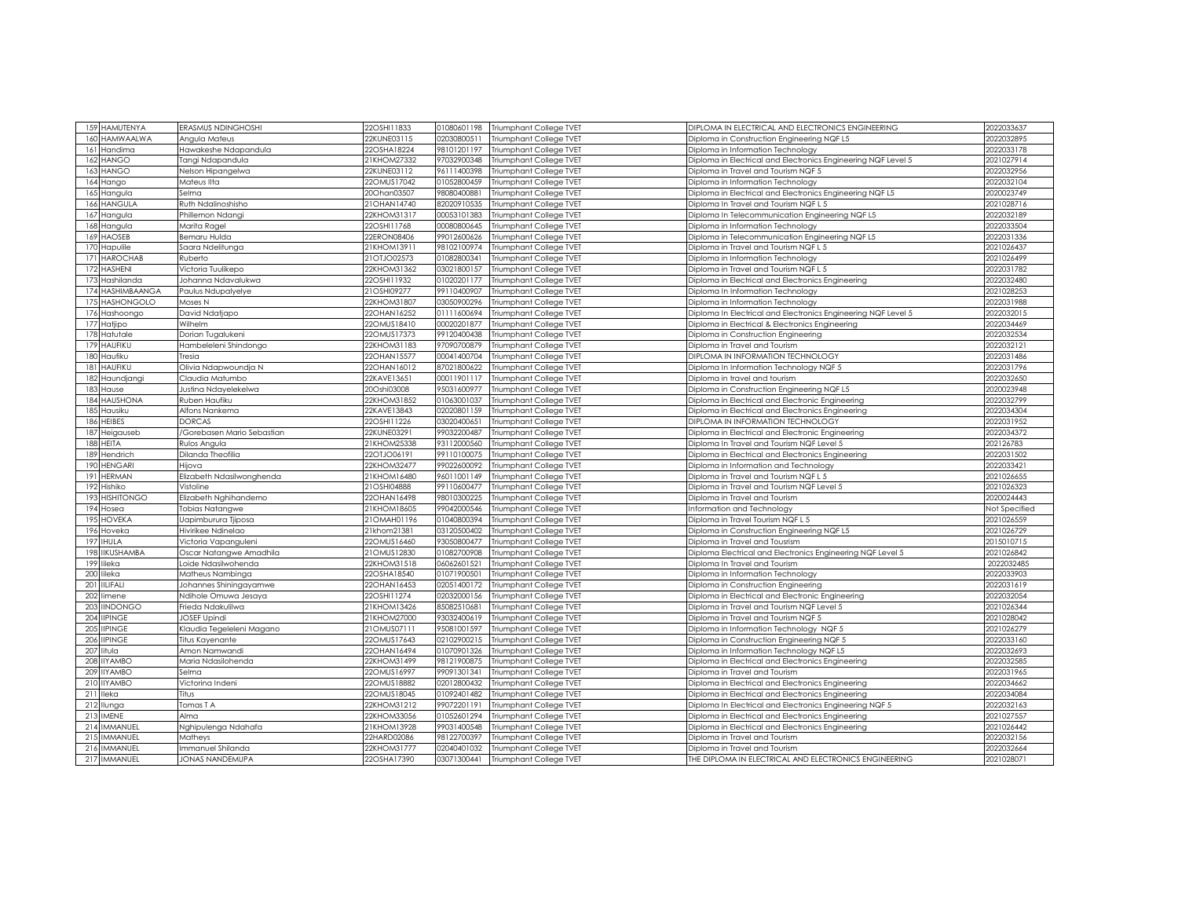| 159 | HAMUTENYA | ERASMUS NDINGHOSHI | 22OSHI11833 | 01080601198 | Triumphant College TVET | DIPLOMA IN ELECTRICAL AND ELECTRONICS ENGINEERING | 2022033637 |
|---|---|---|---|---|---|---|---|
| 160 | HAMWAALWA | Angula Mateus | 22KUNE03115 | 02030800511 | Triumphant College TVET | Diploma in Construction Engineering NQF L5 | 2022032895 |
| 161 | Handima | Hawakeshe Ndapandula | 22OSHA18224 | 98101201197 | Triumphant College TVET | Diploma in Information Technology | 2022033178 |
| 162 | HANGO | Tangi Ndapandula | 21KHOM27332 | 97032900348 | Triumphant College TVET | Diploma in Electrical and Electronics Engineering NQF Level 5 | 2021027914 |
| 163 | HANGO | Nelson Hipangelwa | 22KUNE03112 | 96111400398 | Triumphant College TVET | Diploma in Travel and Tourism NQF 5 | 2022032956 |
| 164 | Hango | Mateus Iita | 22OMUS17042 | 01052800459 | Triumphant College TVET | Diploma in Information Technology | 2022032104 |
| 165 | Hangula | Selma | 20Ohan03507 | 98080400881 | Triumphant College TVET | Diploma in Electrical and Electronics Engineering NQF L5 | 2020023749 |
| 166 | HANGULA | Ruth Ndalinoshisho | 21OHAN14740 | 82020910535 | Triumphant College TVET | Diploma In Travel and Tourism NQF L 5 | 2021028716 |
| 167 | Hangula | Phillemon Ndangi | 22KHOM31317 | 00053101383 | Triumphant College TVET | Diploma In Telecommunication Engineering NQF L5 | 2022032189 |
| 168 | Hangula | Marita Ragel | 22OSHI11768 | 00080800645 | Triumphant College TVET | Diploma in Information Technology | 2022033504 |
| 169 | HAOSEB | Bemaru Hulda | 22ERON08406 | 99012600626 | Triumphant College TVET | Diploma in Telecommunication Engineering NQF L5 | 2022031336 |
| 170 | Hapulile | Saara Ndelitunga | 21KHOM13911 | 98102100974 | Triumphant College TVET | Diploma in Travel and Tourism NQF L 5 | 2021026437 |
| 171 | HAROCHAB | Ruberto | 21OTJO02573 | 01082800341 | Triumphant College TVET | Diploma in Information Technology | 2021026499 |
| 172 | HASHENI | Victoria Tuulikepo | 22KHOM31362 | 03021800157 | Triumphant College TVET | Diploma in Travel and Tourism NQF L 5 | 2022031782 |
| 173 | Hashilanda | Johanna Ndavalukwa | 22OSHI11932 | 01020201177 | Triumphant College TVET | Diploma in Electrical and Electronics Engineering | 2022032480 |
| 174 | HASHIMBAANGA | Paulus Ndupalyelye | 21OSHI09277 | 99110400907 | Triumphant College TVET | Diploma In Information Technology | 2021028253 |
| 175 | HASHONGOLO | Moses N | 22KHOM31807 | 03050900296 | Triumphant College TVET | Diploma in Information Technology | 2022031988 |
| 176 | Hashoongo | David Ndatjapo | 22OHAN16252 | 01111600694 | Triumphant College TVET | Diploma In Electrical and Electronics Engineering NQF Level 5 | 2022032015 |
| 177 | Hatjipo | Wilhelm | 22OMUS18410 | 00020201877 | Triumphant College TVET | Diploma in Electrical & Electronics Engineering | 2022034469 |
| 178 | Hatutale | Dorian Tugalukeni | 22OMUS17373 | 99120400438 | Triumphant College TVET | Diploma in Construction Engineering | 2022032534 |
| 179 | HAUFIKU | Hambeleleni Shindongo | 22KHOM31183 | 97090700879 | Triumphant College TVET | Diploma in Travel and Tourism | 2022032121 |
| 180 | Haufiku | Tresia | 22OHAN15577 | 00041400704 | Triumphant College TVET | DIPLOMA IN INFORMATION TECHNOLOGY | 2022031486 |
| 181 | HAUFIKU | Olivia Ndapwoundja N | 22OHAN16012 | 87021800622 | Triumphant College TVET | Diploma In Information Technology NQF 5 | 2022031796 |
| 182 | Haundjangi | Claudia Matumbo | 22KAVE13651 | 00011901117 | Triumphant College TVET | Diploma in travel and tourism | 2022032650 |
| 183 | Hause | Justina Ndayelekelwa | 20Oshi03008 | 95031600977 | Triumphant College TVET | Diploma in Construction Engineering NQF L5 | 2020023948 |
| 184 | HAUSHONA | Ruben Haufiku | 22KHOM31852 | 01063001037 | Triumphant College TVET | Diploma in Electrical and Electronic Engineering | 2022032799 |
| 185 | Hausiku | Alfons Nankema | 22KAVE13843 | 02020801159 | Triumphant College TVET | Diploma in Electrical and Electronics Engineering | 2022034304 |
| 186 | HEIBES | DORCAS | 22OSHI11226 | 03020400651 | Triumphant College TVET | DIPLOMA IN INFORMATION TECHNOLOGY | 2022031952 |
| 187 | Heigauseb | /Gorebasen Mario Sebastian | 22KUNE03291 | 99032200487 | Triumphant College TVET | Diploma in Electrical and Electronic Engineering | 2022034372 |
| 188 | HEITA | Rulos Angula | 21KHOM25338 | 93112000560 | Triumphant College TVET | Diploma In Travel and Tourism NQF Level 5 | 202126783 |
| 189 | Hendrich | Dilanda Theofilia | 22OTJO06191 | 99110100075 | Triumphant College TVET | Diploma in Electrical and Electronics Engineering | 2022031502 |
| 190 | HENGARI | Hijova | 22KHOM32477 | 99022600092 | Triumphant College TVET | Diploma in Information and Technology | 2022033421 |
| 191 | HERMAN | Elizabeth Ndasilwonghenda | 21KHOM16480 | 96011001149 | Triumphant College TVET | Diploma in Travel and Tourism NQF L 5 | 2021026655 |
| 192 | Hishiko | Vistoline | 21OSHI04888 | 99110600477 | Triumphant College TVET | Diploma in Travel and Tourism NQF Level 5 | 2021026323 |
| 193 | HISHITONGO | Elizabeth Nghihandemo | 22OHAN16498 | 98010300225 | Triumphant College TVET | Diploma in Travel and Tourism | 2020024443 |
| 194 | Hosea | Tobias Natangwe | 21KHOM18605 | 99042000546 | Triumphant College TVET | Information and Technology | Not Specified |
| 195 | HOVEKA | Uapimburura Tjiposa | 21OMAH01196 | 01040800394 | Triumphant College TVET | Diploma in Travel Tourism NQF L 5 | 2021026559 |
| 196 | Hoveka | Hivirikee Ndinelao | 21khom21381 | 03120500402 | Triumphant College TVET | Diploma in Construction Engineering NQF L5 | 2021026729 |
| 197 | IHULA | Victoria Vapanguleni | 22OMUS16460 | 93050800477 | Triumphant College TVET | Diploma in Travel and Tousrism | 2015010715 |
| 198 | IIKUSHAMBA | Oscar Natangwe Amadhila | 21OMUS12830 | 01082700908 | Triumphant College TVET | Diploma Electrical and Electronics Engineering NQF Level 5 | 2021026842 |
| 199 | Iileka | Loide Ndasilwohenda | 22KHOM31518 | 06062601521 | Triumphant College TVET | Diploma In Travel and Tourism | 2022032485 |
| 200 | Iileka | Matheus Nambinga | 22OSHA18540 | 01071900501 | Triumphant College TVET | Diploma in Information Technology | 2022033903 |
| 201 | IILIFALI | Johannes Shiningayamwe | 22OHAN16453 | 02051400172 | Triumphant College TVET | Diploma in Construction Engineering | 2022031619 |
| 202 | Iimene | Ndihole Omuwa Jesaya | 22OSHI11274 | 02032000156 | Triumphant College TVET | Diploma in Electrical and Electronic Engineering | 2022032054 |
| 203 | IINDONGO | Frieda Ndakulilwa | 21KHOM13426 | 85082510681 | Triumphant College TVET | Diploma in Travel and Tourism NQF Level 5 | 2021026344 |
| 204 | IIPINGE | JOSEF Upindi | 21KHOM27000 | 93032400619 | Triumphant College TVET | Diploma in Travel and Tourism NQF 5 | 2021028042 |
| 205 | IIPINGE | Klaudia Tegeleleni Magano | 21OMUS07111 | 95081001597 | Triumphant College TVET | Diploma in Information Technology NQF 5 | 2021026279 |
| 206 | IIPINGE | Titus Kayenante | 22OMUS17643 | 02102900215 | Triumphant College TVET | Diploma in Construction Engineering NQF 5 | 2022033160 |
| 207 | Iitula | Amon Namwandi | 22OHAN16494 | 01070901326 | Triumphant College TVET | Diploma in Information Technology NQF L5 | 2022032693 |
| 208 | IIYAMBO | Maria Ndasilohenda | 22KHOM31499 | 98121900875 | Triumphant College TVET | Diploma in Electrical and Electronics Engineering | 2022032585 |
| 209 | IIYAMBO | Selma | 22OMUS16997 | 99091301341 | Triumphant College TVET | Diploma in Travel and Tourism | 2022031965 |
| 210 | IIYAMBO | Victorina Indeni | 22OMUS18882 | 02012800432 | Triumphant College TVET | Diploma in Electrical and Electronics Engineering | 2022034662 |
| 211 | Ileka | Titus | 22OMUS18045 | 01092401482 | Triumphant College TVET | Diploma in Electrical and Electronics Engineering | 2022034084 |
| 212 | Ilunga | Tomas T A | 22KHOM31212 | 99072201191 | Triumphant College TVET | Diploma In Electrical and Electronics Engineering NQF 5 | 2022032163 |
| 213 | IMENE | Alma | 22KHOM33056 | 01052601294 | Triumphant College TVET | Diploma in Electrical and Electronics Engineering | 2021027557 |
| 214 | IMMANUEL | Nghipulenga Ndahafa | 21KHOM13928 | 99031400548 | Triumphant College TVET | Diploma in Electrical and Electronics Engineering | 2021026442 |
| 215 | IMMANUEL | Matheys | 22HARD02086 | 98122700397 | Triumphant College TVET | Diploma in Travel and Tourism | 2022032156 |
| 216 | IMMANUEL | Immanuel Shilanda | 22KHOM31777 | 02040401032 | Triumphant College TVET | Diploma in Travel and Tourism | 2022032664 |
| 217 | IMMANUEL | JONAS NANDEMUPA | 22OSHA17390 | 03071300441 | Triumphant College TVET | THE DIPLOMA IN ELECTRICAL AND ELECTRONICS ENGINEERING | 2021028071 |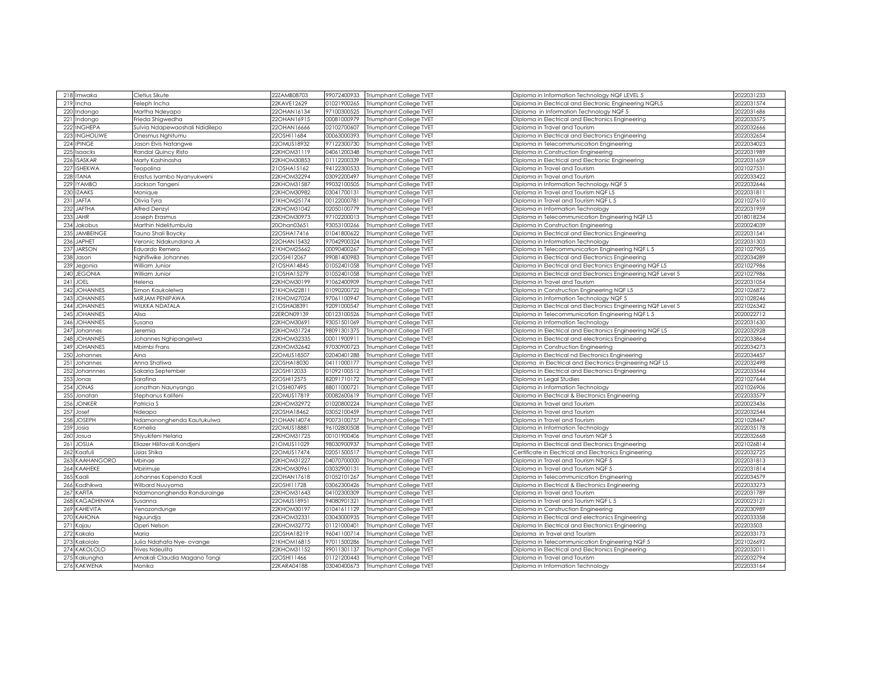| 218 | Imwaka | Cletius Sikute | 22ZAMB08703 | 99072400933 | Triumphant College TVET | Diploma in Information Technology NQF LEVEL 5 | 2022031233 |
|---|---|---|---|---|---|---|---|
| 219 | Incha | Feleph Incha | 22KAVE12629 | 01021900265 | Triumphant College TVET | Diploma in Electrical and Electronic Engineering NQFL5 | 2022031574 |
| 220 | Indongo | Martha Ndeyapo | 22OHAN16134 | 97100300525 | Triumphant College TVET | Diploma in Information Technology NQF 5 | 2022031686 |
| 221 | Indongo | Frieda Shigwedha | 22OHAN16915 | 00081000979 | Triumphant College TVET | Diploma in Electrical and Electronics Engineering | 2022033575 |
| 222 | INGHEPA | Sulvia Ndapewaoshali Ndidilepo | 22OHAN16666 | 02102700607 | Triumphant College TVET | Diploma in Travel and Tourism | 2022032666 |
| 223 | INGHOLIWE | Onesmus Nghitumu | 22OSHI11684 | 00063000393 | Triumphant College TVET | Diploma in Electrical and Electronics Engineering | 2022032654 |
| 224 | IPINGE | Jason Elvis Natangwe | 22OMUS18932 | 97122300730 | Triumphant College TVET | Diploma in Telecommunication Engineering | 2022034023 |
| 225 | Isaacks | Randal Quincy Risto | 22KHOM31119 | 04061200348 | Triumphant College TVET | Diploma in Construction Engineering | 2022031989 |
| 226 | ISASKAR | Marty Kashinasha | 22KHOM30853 | 01112200339 | Triumphant College TVET | Diploma in Electrical and Electronic Engineering | 2022031659 |
| 227 | ISHEKWA | Teopolina | 21OSHA15162 | 94122300533 | Triumphant College TVET | Diploma in Travel and Tourism | 2021027531 |
| 228 | ITANA | Erastus Iyambo Nyanyukweni | 22KHOM32294 | 03092200497 | Triumphant College TVET | Diploma in Travel and Tourism | 2022033422 |
| 229 | IYAMBO | Jackson Tangeni | 22KHOM31587 | 99032100505 | Triumphant College TVET | Diploma in Information Technology NQF 5 | 2022032646 |
| 230 | IZAAKS | Monique | 22KHOM30982 | 03041700131 | Triumphant College TVET | Diploma in Travel and Tourism NQF L5 | 2022031811 |
| 231 | JAFTA | Olivia Tyra | 21KHOM25174 | 00122000781 | Triumphant College TVET | Diploma in Travel and Tourism NQF L 5 | 2021027610 |
| 232 | JAFTHA | Alfred Denzyl | 22KHOM31042 | 02050100779 | Triumphant College TVET | Diploma in Information Technology | 2022031959 |
| 233 | JAHR | Joseph Erasmus | 22KHOM30973 | 97102200013 | Triumphant College TVET | Diploma in Telecommunication Engineering NQF L5 | 2018018234 |
| 234 | Jakobus | Marthin Ndelitumbula | 20Ohan03651 | 93053100266 | Triumphant College TVET | Diploma in Construction Engineering | 2020024039 |
| 235 | JAMBEINGE | Tauno Shali Boycky | 22OSHA17416 | 01041800622 | Triumphant College TVET | Diploma in Electrical and Electronics Engineering | 2022031541 |
| 236 | JAPHET | Veronic Ndakundana .A | 22OHAN15432 | 97042900324 | Triumphant College TVET | Diploma in Information Technology | 2022031303 |
| 237 | JARSON | Eduardo Remero | 21KHOM25662 | 00090400267 | Triumphant College TVET | Diploma in Telecommunication Engineering NQF L 5 | 2021027905 |
| 238 | Jason | Nghifiwike Johannes | 22OSHI12067 | 99081400983 | Triumphant College TVET | Diploma in Electrical and Electronics Engineering | 2022034289 |
| 239 | Jegonia | William Junior | 21OSHA14845 | 01052401058 | Triumphant College TVET | Diploma in Electrical and Electronics Engineering NQF L5 | 2021027986 |
| 240 | JEGONIA | William Junior | 21OSHA15279 | 01052401058 | Triumphant College TVET | Diploma in Electrical and Electronics Engineering NQF Level 5 | 2021027986 |
| 241 | JOEL | Helena | 22KHOM30199 | 91062400909 | Triumphant College TVET | Diploma in Travel and Tourism | 2022031054 |
| 242 | JOHANNES | Simon Kaukolelwa | 21KHOM22811 | 01090200722 | Triumphant College TVET | Diploma in Construction Engineering NQF L5 | 2021026872 |
| 243 | JOHANNES | MIRJAM PENIPAWA | 21KHOM27024 | 97061100947 | Triumphant College TVET | Diploma in Information Technology NQF 5 | 2021028246 |
| 244 | JOHANNES | WILKKA NDATALA | 21OSHA08391 | 92091000547 | Triumphant College TVET | Diploma in Electrical and Electronics Engineering NQF Level 5 | 2021026342 |
| 245 | JOHANNES | Alisa | 22ERON09139 | 00123100526 | Triumphant College TVET | Diploma in Telecommunication Engineering NQF L 5 | 2020022712 |
| 246 | JOHANNES | Susana | 22KHOM30691 | 93051501069 | Triumphant College TVET | Diploma in Information Technology | 2022031630 |
| 247 | Johannes | Jeremia | 22KHOM31724 | 98091301375 | Triumphant College TVET | Diploma In Electrical and Electronics Engineering NQF L5 | 2022032928 |
| 248 | JOHANNES | Johannes Nghipangelwa | 22KHOM32335 | 00011900911 | Triumphant College TVET | Diploma in Electrical and electronics Engineering | 2022033864 |
| 249 | JOHANNES | Mbimbi Frans | 22KHOM32642 | 97030900723 | Triumphant College TVET | Diploma in Construction Engineering | 2022034273 |
| 250 | Johannes | Aina | 22OMUS18507 | 02040401288 | Triumphant College TVET | Diploma in Electrical nd Electronics Engineering | 2022034457 |
| 251 | Johannes | Anna Shatiwa | 22OSHA18030 | 04111000177 | Triumphant College TVET | Diploma in Electrical and Electronics Engineering NQF L5 | 2022032498 |
| 252 | Johannnes | Sakaria September | 22OSHI12033 | 01092100512 | Triumphant College TVET | Diploma In Electrical and Electronics Engineering | 2022033544 |
| 253 | Jonas | Sarafina | 22OSHI12575 | 82091710172 | Triumphant College TVET | Diploma in Legal Studies | 2021027644 |
| 254 | JONAS | Jonathan Naunyango | 21OSHI07495 | 88011000721 | Triumphant College TVET | Diploma in Information Technology | 2021026906 |
| 255 | Jonatan | Stephanus Kalifeni | 22OMUS17819 | 00082600619 | Triumphant College TVET | Diploma in Electrical & Electronics Engineering | 2022033579 |
| 256 | JONKER | Patricia S | 22KHOM32972 | 01020800224 | Triumphant College TVET | Diploma in Travel and Tourism | 2020023436 |
| 257 | Josef | Ndeapo | 22OSHA18462 | 03052100459 | Triumphant College TVET | Diploma in Travel and Tourism | 2022032544 |
| 258 | JOSEPH | Ndamononghenda Kautukulwa | 21OHAN14074 | 90073100757 | Triumphant College TVET | Diploma in Travel and Tourism | 2021028447 |
| 259 | Josia | Kornelia | 22OMUS18881 | 96102800508 | Triumphant College TVET | Diploma in Information Technology | 2022035178 |
| 260 | Josua | Shiyukifeni Helaria | 22KHOM31725 | 00101900406 | Triumphant College TVET | Diploma in Travel and Tourism NQF 5 | 2022032668 |
| 261 | JOSUA | Eliazer Hilifavali Kondjeni | 21OMUS11029 | 98030900937 | Triumphant College TVET | Diploma in Electrical and Electronics Engineering | 2021026814 |
| 262 | Kaafuli | Lisias Shika | 22OMUS17474 | 02051500517 | Triumphant College TVET | Certificate in Electrical and Electronics Engineering | 2022032725 |
| 263 | KAAHANGORO | Mbinae | 22KHOM31227 | 04070700000 | Triumphant College TVET | Diploma in Travel and Tourism NQF 5 | 2022031813 |
| 264 | KAAHEKE | Mbirimuje | 22KHOM30961 | 03032900131 | Triumphant College TVET | Diploma in Travel and Tourism NQF 5 | 2022031814 |
| 265 | Kaali | Johannes Kapenda Kaali | 22OHAN17618 | 01052101267 | Triumphant College TVET | Diploma in Telecommunication Engineering | 2022034579 |
| 266 | Kadhikwa | Wilbard Nuuyoma | 22OSHI11728 | 03062300426 | Triumphant College TVET | Diploma in Electrical & Electronics Engineering | 2022033273 |
| 267 | KAFITA | Ndamononghenda Randurainge | 22KHOM31643 | 04102300309 | Triumphant College TVET | Diploma in Travel and Tourism | 2022031789 |
| 268 | KAGADHINWA | Susanna | 22OMUS18951 | 94080901321 | Triumphant College TVET | Diploma in Travel and Tourism NQF L 5 | 2020023121 |
| 269 | KAHEVITA | Venozondunge | 22KHOM30197 | 01041611129 | Triumphant College TVET | Diploma in Construction Engineering | 2022030989 |
| 270 | KAHONA | Nguundja | 22KHOM32331 | 03043000935 | Triumphant College TVET | Diploma in Electrical and electronics Engineering | 2022033358 |
| 271 | Kajau | Operi Nelson | 22KHOM32772 | 01121000401 | Triumphant College TVET | Diploma In Electrical and Electronics Engineering | 202203503 |
| 272 | Kakala | Maria | 22OSHA18219 | 96041100714 | Triumphant College TVET | Diploma in Travel and Tourism | 2022033173 |
| 273 | Kakololo | Julia Ndahafa Nye- ovange | 21KHOM16815 | 97011500286 | Triumphant College TVET | Diploma in Telecommunication Engineering NQF 5 | 2021026692 |
| 274 | KAKOLOLO | Trives Ndeulita | 22KHOM31152 | 99011301137 | Triumphant College TVET | Diploma in Electrical and Electronics Engineering | 2022032011 |
| 275 | Kakungha | Amakali Claudia Magano Tangi | 22OSHI11466 | 01121200443 | Triumphant College TVET | Diploma in Travel and Tourism | 2022032794 |
| 276 | KAKWENA | Monika | 22KARA04188 | 03040400673 | Triumphant College TVET | Diploma in Information Technology | 2022033164 |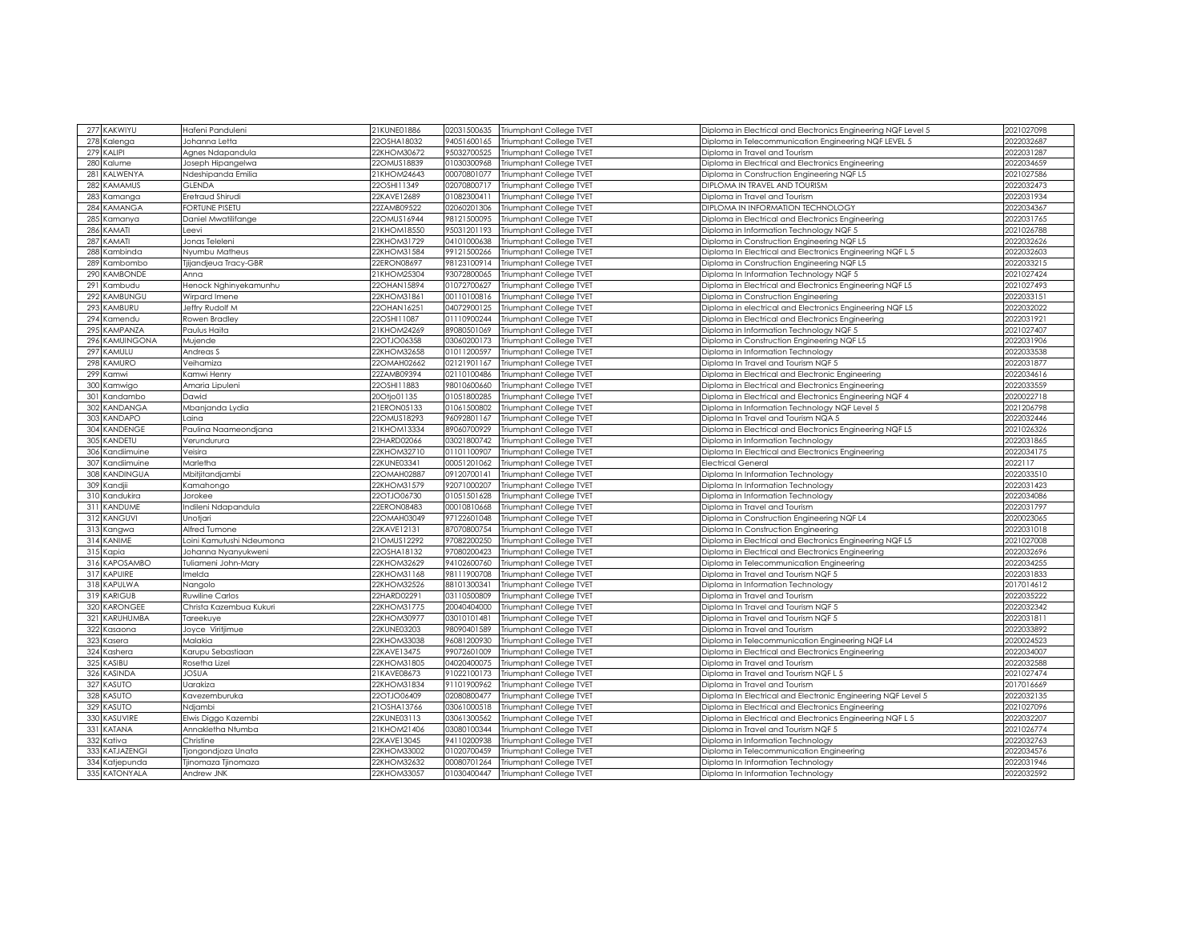| | | | | | | | |
|---|---|---|---|---|---|---|---|
| 277 | KAKWIYU | Hafeni Panduleni | 21KUNE01886 | 02031500635 | Triumphant College TVET | Diploma in Electrical and Electronics Engineering NQF Level 5 | 2021027098 |
| 278 | Kalenga | Johanna Letta | 22OSHA18032 | 94051600165 | Triumphant College TVET | Diploma in Telecommunication Engineering NQF LEVEL 5 | 2022032687 |
| 279 | KALIPI | Agnes Ndapandula | 22KHOM30672 | 95032700525 | Triumphant College TVET | Diploma in Travel and Tourism | 2022031287 |
| 280 | Kalume | Joseph Hipangelwa | 22OMUS18839 | 01030300968 | Triumphant College TVET | Diploma in Electrical and Electronics Engineering | 2022034659 |
| 281 | KALWENYA | Ndeshipanda Emilia | 21KHOM24643 | 00070801077 | Triumphant College TVET | Diploma in Construction Engineering NQF L5 | 2021027586 |
| 282 | KAMAMUS | GLENDA | 22OSHI11349 | 02070800717 | Triumphant College TVET | DIPLOMA IN TRAVEL AND TOURISM | 2022032473 |
| 283 | Kamanga | Eretraud Shirudi | 22KAVE12689 | 01082300411 | Triumphant College TVET | Diploma in Travel and Tourism | 2022031934 |
| 284 | KAMANGA | FORTUNE PISETU | 22ZAMB09522 | 02060201306 | Triumphant College TVET | DIPLOMA IN INFORMATION TECHNOLOGY | 2022034367 |
| 285 | Kamanya | Daniel Mwatilifange | 22OMUS16944 | 98121500095 | Triumphant College TVET | Diploma in Electrical and Electronics Engineering | 2022031765 |
| 286 | KAMATI | Leevi | 21KHOM18550 | 95031201193 | Triumphant College TVET | Diploma in Information Technology NQF 5 | 2021026788 |
| 287 | KAMATI | Jonas Teleleni | 22KHOM31729 | 04101000638 | Triumphant College TVET | Diploma in Construction Engineering NQF L5 | 2022032626 |
| 288 | Kambinda | Nyumbu Matheus | 22KHOM31584 | 99121500266 | Triumphant College TVET | Diploma In Electrical and Electronics Engineering NQF L 5 | 2022032603 |
| 289 | Kambombo | Tjijandjeua Tracy-GBR | 22ERON08697 | 98123100914 | Triumphant College TVET | Diploma in Construction Engineering NQF L5 | 2022033215 |
| 290 | KAMBONDE | Anna | 21KHOM25304 | 93072800065 | Triumphant College TVET | Diploma In Information Technology NQF 5 | 2021027424 |
| 291 | Kambudu | Henock Nghinyekamunhu | 22OHAN15894 | 01072700627 | Triumphant College TVET | Diploma in Electrical and Electronics Engineering NQF L5 | 2021027493 |
| 292 | KAMBUNGU | Wirpard Imene | 22KHOM31861 | 00110100816 | Triumphant College TVET | Diploma in Construction Engineering | 2022033151 |
| 293 | KAMBURU | Jeffry Rudolf M | 22OHAN16251 | 04072900125 | Triumphant College TVET | Diploma in electrical and Electronics Engineering NQF L5 | 2022032022 |
| 294 | Kamendu | Rowen Bradley | 22OSHI11087 | 01110900244 | Triumphant College TVET | Diploma in Electrical and Electronics Engineering | 2022031921 |
| 295 | KAMPANZA | Paulus Haita | 21KHOM24269 | 89080501069 | Triumphant College TVET | Diploma in Information Technology NQF 5 | 2021027407 |
| 296 | KAMUINGONA | Mujende | 22OTJO06358 | 03060200173 | Triumphant College TVET | Diploma in Construction Engineering NQF L5 | 2022031906 |
| 297 | KAMULU | Andreas S | 22KHOM32658 | 01011200597 | Triumphant College TVET | Diploma in Information Technology | 2022033538 |
| 298 | KAMURO | Veihamiza | 22OMAH02662 | 02121901167 | Triumphant College TVET | Diploma In Travel and Tourism NQF 5 | 2022031877 |
| 299 | Kamwi | Kamwi Henry | 22ZAMB09394 | 02110100486 | Triumphant College TVET | Diploma in Electrical and Electronic Engineering | 2022034616 |
| 300 | Kamwigo | Amaria Lipuleni | 22OSHI11883 | 98010600660 | Triumphant College TVET | Diploma in Electrical and Electronics Engineering | 2022033559 |
| 301 | Kandambo | Dawid | 20Otjo01135 | 01051800285 | Triumphant College TVET | Diploma in Electrical and Electronics Engineering NQF 4 | 2020022718 |
| 302 | KANDANGA | Mbanjanda Lydia | 21ERON05133 | 01061500802 | Triumphant College TVET | Diploma in Information Technology NQF Level 5 | 2021206798 |
| 303 | KANDAPO | Laina | 22OMUS18293 | 96092801167 | Triumphant College TVET | Diploma In Travel and Tourism NQA 5 | 2022032446 |
| 304 | KANDENGE | Paulina Naameondjana | 21KHOM13334 | 89060700929 | Triumphant College TVET | Diploma in Electrical and Electronics Engineering NQF L5 | 2021026326 |
| 305 | KANDETU | Verundurura | 22HARD02066 | 03021800742 | Triumphant College TVET | Diploma in Information Technology | 2022031865 |
| 306 | Kandiimuine | Veisira | 22KHOM32710 | 01101100907 | Triumphant College TVET | Diploma In Electrical and Electronics Engineering | 2022034175 |
| 307 | Kandiimuine | Marletha | 22KUNE03341 | 00051201062 | Triumphant College TVET | Electrical General | 2022117 |
| 308 | KANDINGUA | Mbitjitandjambi | 22OMAH02887 | 09120700141 | Triumphant College TVET | Diploma In Information Technology | 2022033510 |
| 309 | Kandjii | Kamahongo | 22KHOM31579 | 92071000207 | Triumphant College TVET | Diploma In Information Technology | 2022031423 |
| 310 | Kandukira | Jorokee | 22OTJO06730 | 01051501628 | Triumphant College TVET | Diploma in Information Technology | 2022034086 |
| 311 | KANDUME | Indileni Ndapandula | 22ERON08483 | 00010810668 | Triumphant College TVET | Diploma in Travel and Tourism | 2022031797 |
| 312 | KANGUVI | Unotjari | 22OMAH03049 | 97122601048 | Triumphant College TVET | Diploma in Construction Engineering NQF L4 | 2020023065 |
| 313 | Kangwa | Alfred Tumone | 22KAVE12131 | 87070800754 | Triumphant College TVET | Diploma In Construction Engineering | 2022031018 |
| 314 | KANIME | Loini Kamutushi Ndeumona | 21OMUS12292 | 97082200250 | Triumphant College TVET | Diploma in Electrical and Electronics Engineering NQF L5 | 2021027008 |
| 315 | Kapia | Johanna Nyanyukweni | 22OSHA18132 | 97080200423 | Triumphant College TVET | Diploma in Electrical and Electronics Engineering | 2022032696 |
| 316 | KAPOSAMBO | Tuliameni John-Mary | 22KHOM32629 | 94102600760 | Triumphant College TVET | Diploma in Telecommunication Engineering | 2022034255 |
| 317 | KAPUIRE | Imelda | 22KHOM31168 | 98111900708 | Triumphant College TVET | Diploma in Travel and Tourism NQF 5 | 2022031833 |
| 318 | KAPULWA | Nangolo | 22KHOM32526 | 88101300341 | Triumphant College TVET | Diploma in Information Technology | 2017014612 |
| 319 | KARIGUB | Ruwiline Carlos | 22HARD02291 | 03110500809 | Triumphant College TVET | Diploma in Travel and Tourism | 2022035222 |
| 320 | KARONGEE | Christa Kazembua Kukuri | 22KHOM31775 | 20040404000 | Triumphant College TVET | Diploma In Travel and Tourism NQF 5 | 2022032342 |
| 321 | KARUHUMBA | Tareekuye | 22KHOM30977 | 03010101481 | Triumphant College TVET | Diploma in Travel and Tourism NQF 5 | 2022031811 |
| 322 | Kasaona | Joyce Viritjimue | 22KUNE03203 | 98090401589 | Triumphant College TVET | Diploma in Travel and Tourism | 2022033892 |
| 323 | Kasera | Malakia | 22KHOM33038 | 96081200930 | Triumphant College TVET | Diploma in Telecommunication Engineering NQF L4 | 2020024523 |
| 324 | Kashera | Karupu Sebastiaan | 22KAVE13475 | 99072601009 | Triumphant College TVET | Diploma in Electrical and Electronics Engineering | 2022034007 |
| 325 | KASIBU | Rosetha Lizel | 22KHOM31805 | 04020400075 | Triumphant College TVET | Diploma in Travel and Tourism | 2022032588 |
| 326 | KASINDA | JOSUA | 21KAVE08673 | 91022100173 | Triumphant College TVET | Diploma in Travel and Tourism NQF L 5 | 2021027474 |
| 327 | KASUTO | Uarakiza | 22KHOM31834 | 91101900962 | Triumphant College TVET | Diploma in Travel and Tourism | 2017016669 |
| 328 | KASUTO | Kavezemburuka | 22OTJO06409 | 02080800477 | Triumphant College TVET | Diploma In Electrical and Electronic Engineering NQF Level 5 | 2022032135 |
| 329 | KASUTO | Ndjambi | 21OSHA13766 | 03061000518 | Triumphant College TVET | Diploma in Electrical and Electronics Engineering | 2021027096 |
| 330 | KASUVIRE | Elwis Diggo Kazembi | 22KUNE03113 | 03061300562 | Triumphant College TVET | Diploma in Electrical and Electronics Engineering NQF L 5 | 2022032207 |
| 331 | KATANA | Annakletha Ntumba | 21KHOM21406 | 03080100344 | Triumphant College TVET | Diploma in Travel and Tourism NQF 5 | 2021026774 |
| 332 | Kativa | Christine | 22KAVE13045 | 94110200938 | Triumphant College TVET | Diploma in Information Technology | 2022032763 |
| 333 | KATJAZENGI | Tjongondjoza Unata | 22KHOM33002 | 01020700459 | Triumphant College TVET | Diploma in Telecommunication Engineering | 2022034576 |
| 334 | Katjepunda | Tjinomaza Tjinomaza | 22KHOM32632 | 00080701264 | Triumphant College TVET | Diploma In Information Technology | 2022031946 |
| 335 | KATONYALA | Andrew JNK | 22KHOM33057 | 01030400447 | Triumphant College TVET | Diploma In Information Technology | 2022032592 |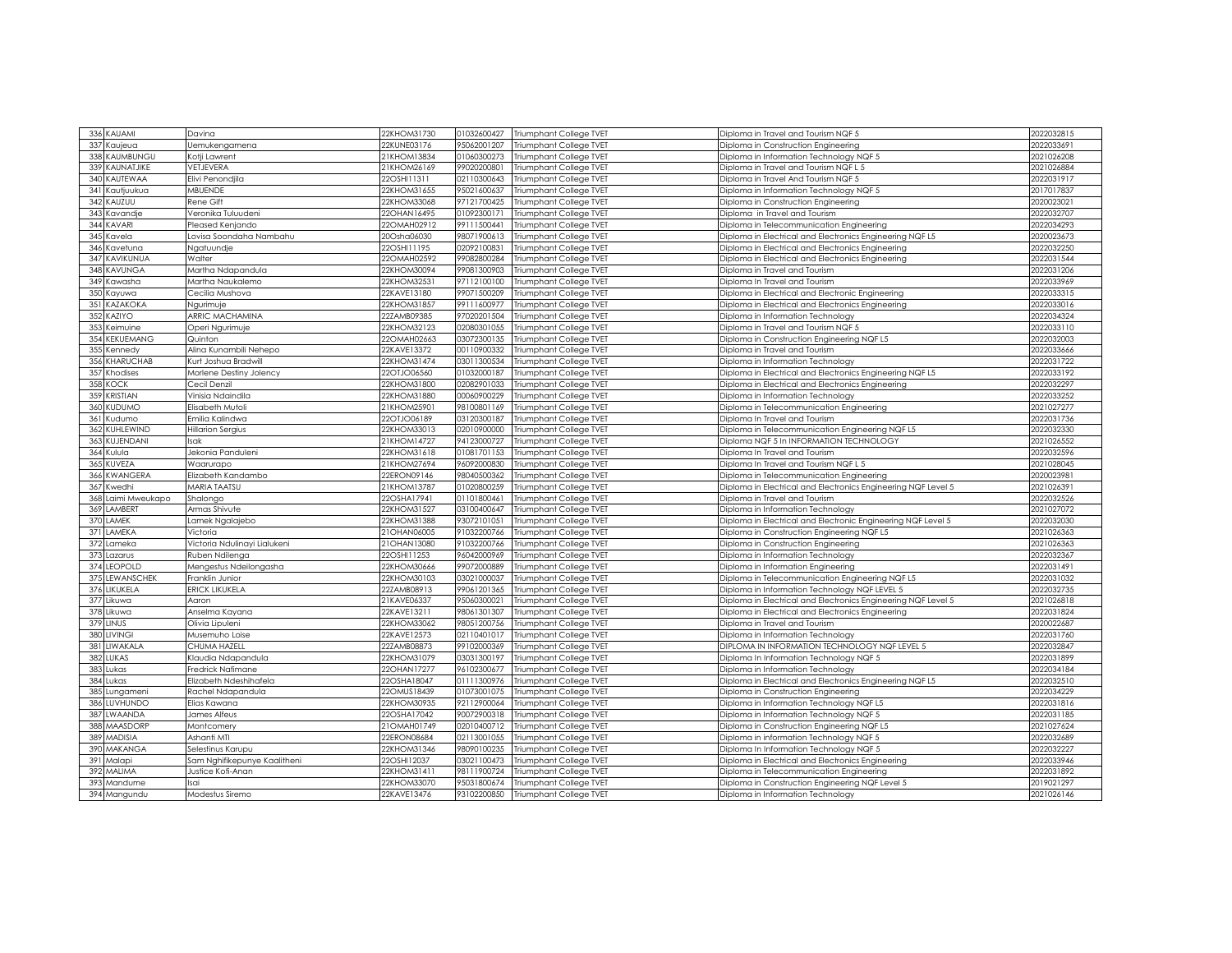| | | | | | | | |
|---|---|---|---|---|---|---|---|
| 336 | KAUAMI | Davina | 22KHOM31730 | 01032600427 | Triumphant College TVET | Diploma in Travel and Tourism NQF 5 | 2022032815 |
| 337 | Kaujeua | Uemukengamena | 22KUNE03176 | 95062001207 | Triumphant College TVET | Diploma in Construction Engineering | 2022033691 |
| 338 | KAUMBUNGU | Kotji Lawrent | 21KHOM13834 | 01060300273 | Triumphant College TVET | Diploma in Information Technology NQF 5 | 2021026208 |
| 339 | KAUNATJIKE | VETJEVERA | 21KHOM26169 | 99020200801 | Triumphant College TVET | Diploma in Travel and Tourism NQF L 5 | 2021026884 |
| 340 | KAUTEWAA | Elivi Penondjila | 22OSHI11311 | 02110300643 | Triumphant College TVET | Diploma in Travel And Tourism NQF 5 | 2022031917 |
| 341 | Kautjuukua | MBUENDE | 22KHOM31655 | 95021600637 | Triumphant College TVET | Diploma in Information Technology NQF 5 | 2017017837 |
| 342 | KAUZUU | Rene Gift | 22KHOM33068 | 97121700425 | Triumphant College TVET | Diploma in Construction Engineering | 2020023021 |
| 343 | Kavandje | Veronika Tuluudeni | 22OHAN16495 | 01092300171 | Triumphant College TVET | Diploma in Travel and Tourism | 2022032707 |
| 344 | KAVARI | Pleased Kenjando | 22OMAH02912 | 99111500441 | Triumphant College TVET | Diploma in Telecommunication Engineering | 2022034293 |
| 345 | Kavela | Lovisa Soondaha Nambahu | 20Osha06030 | 98071900613 | Triumphant College TVET | Diploma in Electrical and Electronics Engineering NQF L5 | 2020023673 |
| 346 | Kavetuna | Ngatuundje | 22OSHI11195 | 02092100831 | Triumphant College TVET | Diploma in Electrical and Electronics Engineering | 2022032250 |
| 347 | KAVIKUNUA | Walter | 22OMAH02592 | 99082800284 | Triumphant College TVET | Diploma in Electrical and Electronics Engineering | 2022031544 |
| 348 | KAVUNGA | Martha Ndapandula | 22KHOM30094 | 99081300903 | Triumphant College TVET | Diploma in Travel and Tourism | 2022031206 |
| 349 | Kawasha | Martha Naukalemo | 22KHOM32531 | 97112100100 | Triumphant College TVET | Diploma In Travel and Tourism | 2022033969 |
| 350 | Kayuwa | Cecilia Mushova | 22KAVE13180 | 99071500209 | Triumphant College TVET | Diploma in Electrical and Electronic Engineering | 2022033315 |
| 351 | KAZAKOKA | Ngurimuje | 22KHOM31857 | 99111600977 | Triumphant College TVET | Diploma in Electrical and Electronics Engineering | 2022033016 |
| 352 | KAZIYO | ARRIC MACHAMINA | 22ZAMB09385 | 97020201504 | Triumphant College TVET | Diploma in Information Technology | 2022034324 |
| 353 | Keimuine | Operi Ngurimuje | 22KHOM32123 | 02080301055 | Triumphant College TVET | Diploma in Travel and Tourism NQF 5 | 2022033110 |
| 354 | KEKUEMANG | Quinton | 22OMAH02663 | 03072300135 | Triumphant College TVET | Diploma in Construction Engineering NQF L5 | 2022032003 |
| 355 | Kennedy | Alina Kunambili Nehepo | 22KAVE13372 | 00110900332 | Triumphant College TVET | Diploma in Travel and Tourism | 2022033666 |
| 356 | KHARUCHAB | Kurt Joshua Bradwill | 22KHOM31474 | 03011300534 | Triumphant College TVET | Diploma in Information Technology | 2022031722 |
| 357 | Khodises | Morlene Destiny Jolency | 22OTJO06560 | 01032000187 | Triumphant College TVET | Diploma in Electrical and Electronics Engineering NQF L5 | 2022033192 |
| 358 | KOCK | Cecil Denzil | 22KHOM31800 | 02082901033 | Triumphant College TVET | Diploma in Electrical and Electronics Engineering | 2022032297 |
| 359 | KRISTIAN | Vinisia Ndaindila | 22KHOM31880 | 00060900229 | Triumphant College TVET | Diploma in Information Technology | 2022033252 |
| 360 | KUDUMO | Elisabeth Mutoli | 21KHOM25901 | 98100801169 | Triumphant College TVET | Diploma in Telecommunication Engineering | 2021027277 |
| 361 | Kudumo | Emilia Kalindwa | 22OTJO06189 | 03120300187 | Triumphant College TVET | Diploma In Travel and Tourism | 2022031736 |
| 362 | KUHLEWIND | Hillarion Sergius | 22KHOM33013 | 02010900000 | Triumphant College TVET | Diploma in Telecommunication Engineering NQF L5 | 2022032330 |
| 363 | KUJENDANI | Isak | 21KHOM14727 | 94123000727 | Triumphant College TVET | Diploma NQF 5 In INFORMATION TECHNOLOGY | 2021026552 |
| 364 | Kulula | Jekonia Panduleni | 22KHOM31618 | 01081701153 | Triumphant College TVET | Diploma In Travel and Tourism | 2022032596 |
| 365 | KUVEZA | Waarurapo | 21KHOM27694 | 96092000830 | Triumphant College TVET | Diploma In Travel and Tourism NQF L 5 | 2021028045 |
| 366 | KWANGERA | Elizabeth Kandambo | 22ERON09146 | 98040500362 | Triumphant College TVET | Diploma in Telecommunication Engineering | 2020023981 |
| 367 | Kwedhi | MARIA TAATSU | 21KHOM13787 | 01020800259 | Triumphant College TVET | Diploma in Electrical and Electronics Engineering NQF Level 5 | 2021026391 |
| 368 | Laimi Mweukapo | Shalongo | 22OSHA17941 | 01101800461 | Triumphant College TVET | Diploma in Travel and Tourism | 2022032526 |
| 369 | LAMBERT | Armas Shivute | 22KHOM31527 | 03100400647 | Triumphant College TVET | Diploma in Information Technology | 2021027072 |
| 370 | LAMEK | Lamek Ngalajebo | 22KHOM31388 | 93072101051 | Triumphant College TVET | Diploma in Electrical and Electronic Engineering NQF Level 5 | 2022032030 |
| 371 | LAMEKA | Victoria | 21OHAN06005 | 91032200766 | Triumphant College TVET | Diploma in Construction Engineering NQF L5 | 2021026363 |
| 372 | Lameka | Victoria Ndulinayi Lialukeni | 21OHAN13080 | 91032200766 | Triumphant College TVET | Diploma in Construction Engineering | 2021026363 |
| 373 | Lazarus | Ruben Ndilenga | 22OSHI11253 | 96042000969 | Triumphant College TVET | Diploma in Information Technology | 2022032367 |
| 374 | LEOPOLD | Mengestus Ndeilongasha | 22KHOM30666 | 99072000889 | Triumphant College TVET | Diploma in Information Engineering | 2022031491 |
| 375 | LEWANSCHEK | Franklin Junior | 22KHOM30103 | 03021000037 | Triumphant College TVET | Diploma in Telecommunication Engineering NQF L5 | 2022031032 |
| 376 | LIKUKELA | ERICK LIKUKELA | 22ZAMB08913 | 99061201365 | Triumphant College TVET | Diploma in Information Technology NQF LEVEL 5 | 2022032735 |
| 377 | Likuwa | Aaron | 21KAVE06337 | 95060300021 | Triumphant College TVET | Diploma in Electrical and Electronics Engineering NQF Level 5 | 2021026818 |
| 378 | Likuwa | Anselma Kayana | 22KAVE13211 | 98061301307 | Triumphant College TVET | Diploma in Electrical and Electronics Engineering | 2022031824 |
| 379 | LINUS | Olivia Lipuleni | 22KHOM33062 | 98051200756 | Triumphant College TVET | Diploma in Travel and Tourism | 2020022687 |
| 380 | LIVINGI | Musemuho Loise | 22KAVE12573 | 02110401017 | Triumphant College TVET | Diploma in Information Technology | 2022031760 |
| 381 | LIWAKALA | CHUMA HAZELL | 22ZAMB08873 | 99102000369 | Triumphant College TVET | DIPLOMA IN INFORMATION TECHNOLOGY NQF LEVEL 5 | 2022032847 |
| 382 | LUKAS | Klaudia Ndapandula | 22KHOM31079 | 03031300197 | Triumphant College TVET | Diploma In Information Technology NQF 5 | 2022031899 |
| 383 | Lukas | Fredrick Nafimane | 22OHAN17277 | 96102300677 | Triumphant College TVET | Diploma in Information Technology | 2022034184 |
| 384 | Lukas | Elizabeth Ndeshihafela | 22OSHA18047 | 01111300976 | Triumphant College TVET | Diploma in Electrical and Electronics Engineering NQF L5 | 2022032510 |
| 385 | Lungameni | Rachel Ndapandula | 22OMUS18439 | 01073001075 | Triumphant College TVET | Diploma in Construction Engineering | 2022034229 |
| 386 | LUVHUNDO | Elias Kawana | 22KHOM30935 | 92112900064 | Triumphant College TVET | Diploma in Information Technology NQF L5 | 2022031816 |
| 387 | LWAANDA | James Alfeus | 22OSHA17042 | 90072900318 | Triumphant College TVET | Diploma in Information Technology NQF 5 | 2022031185 |
| 388 | MAASDORP | Montcomery | 21OMAH01749 | 02010400712 | Triumphant College TVET | Diploma in Construction Engineering NQF L5 | 2021027624 |
| 389 | MADISIA | Ashanti MTI | 22ERON08684 | 02113001055 | Triumphant College TVET | Diploma in information Technology NQF 5 | 2022032689 |
| 390 | MAKANGA | Selestinus Karupu | 22KHOM31346 | 98090100235 | Triumphant College TVET | Diploma In Information Technology NQF 5 | 2022032227 |
| 391 | Malapi | Sam Nghifikepunye Kaalitheni | 22OSHI12037 | 03021100473 | Triumphant College TVET | Diploma in Electrical and Electronics Engineering | 2022033946 |
| 392 | MALIMA | Justice Kofi-Anan | 22KHOM31411 | 98111900724 | Triumphant College TVET | Diploma in Telecommunication Engineering | 2022031892 |
| 393 | Mandume | Isai | 22KHOM33070 | 95031800674 | Triumphant College TVET | Diploma in Construction Engineering NQF Level 5 | 2019021297 |
| 394 | Mangundu | Modestus Siremo | 22KAVE13476 | 93102200850 | Triumphant College TVET | Diploma in Information Technology | 2021026146 |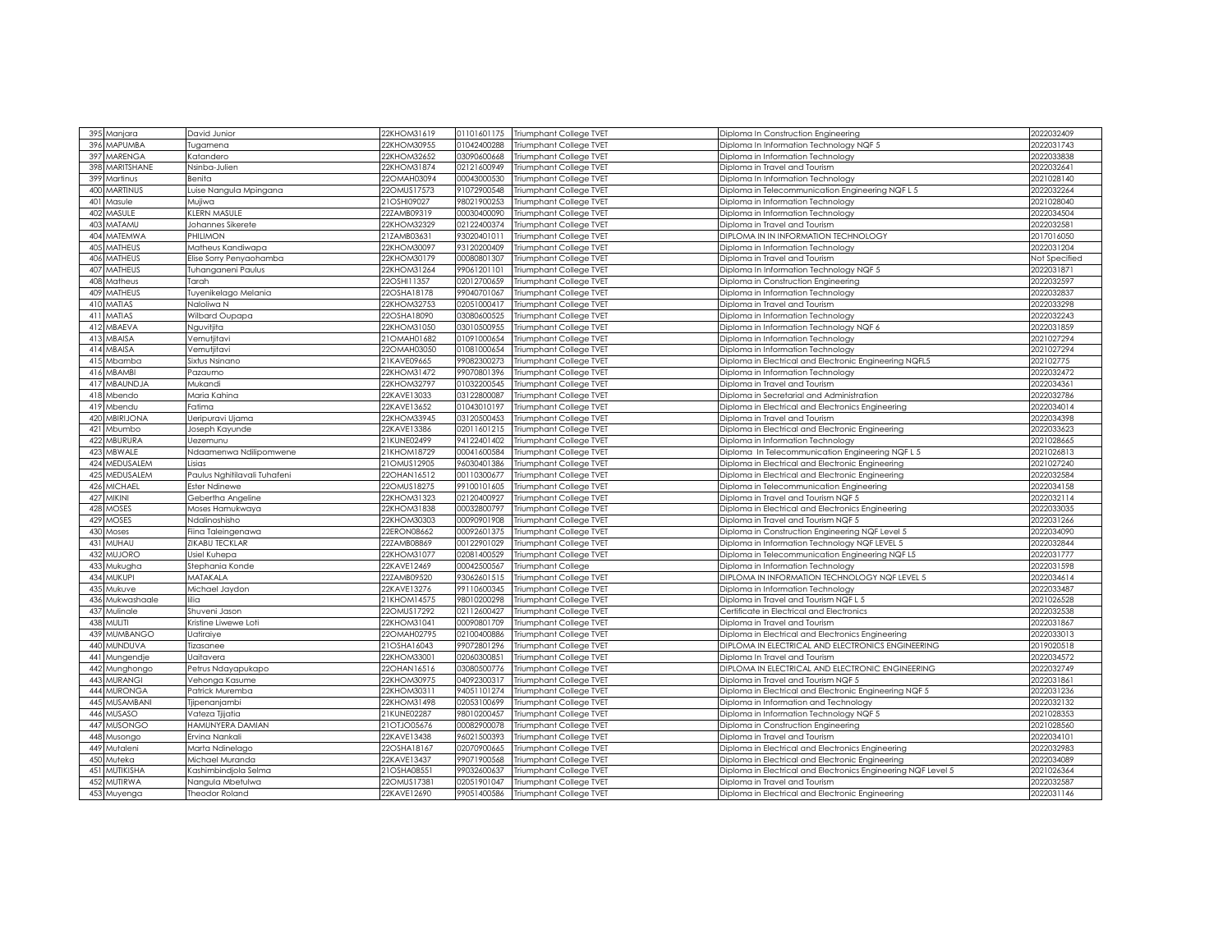| 395 | Manjara | David Junior | 22KHOM31619 | 01101601175 | Triumphant College TVET | Diploma In Construction Engineering | 2022032409 |
|---|---|---|---|---|---|---|---|
| 396 | MAPUMBA | Tugamena | 22KHOM30955 | 01042400288 | Triumphant College TVET | Diploma In Information Technology NQF 5 | 2022031743 |
| 397 | MARENGA | Katandero | 22KHOM32652 | 03090600668 | Triumphant College TVET | Diploma in Information Technology | 2022033838 |
| 398 | MARITSHANE | Nsinba-Julien | 22KHOM31874 | 02121600949 | Triumphant College TVET | Diploma in Travel and Tourism | 2022032641 |
| 399 | Martinus | Benita | 22OMAH03094 | 00043000530 | Triumphant College TVET | Diploma In Information Technology | 2021028140 |
| 400 | MARTINUS | Luise Nangula Mpingana | 22OMUS17573 | 91072900548 | Triumphant College TVET | Diploma in Telecommunication Engineering NQF L 5 | 2022032264 |
| 401 | Masule | Mujiwa | 21OSHI09027 | 98021900253 | Triumphant College TVET | Diploma in Information Technology | 2021028040 |
| 402 | MASULE | KLERN MASULE | 22ZAMB09319 | 00030400090 | Triumphant College TVET | Diploma in Information Technology | 2022034504 |
| 403 | MATAMU | Johannes Sikerete | 22KHOM32329 | 02122400374 | Triumphant College TVET | Diploma in Travel and Tourism | 2022032581 |
| 404 | MATEMWA | PHILIMON | 21ZAMB03631 | 93020401011 | Triumphant College TVET | DIPLOMA IN IN INFORMATION TECHNOLOGY | 2017016050 |
| 405 | MATHEUS | Matheus Kandiwapa | 22KHOM30097 | 93120200409 | Triumphant College TVET | Diploma in Information Technology | 2022031204 |
| 406 | MATHEUS | Elise Sorry Penyaohamba | 22KHOM30179 | 00080801307 | Triumphant College TVET | Diploma in Travel and Tourism | Not Specified |
| 407 | MATHEUS | Tuhanganeni Paulus | 22KHOM31264 | 99061201101 | Triumphant College TVET | Diploma In Information Technology NQF 5 | 2022031871 |
| 408 | Matheus | Tarah | 22OSHI11357 | 02012700659 | Triumphant College TVET | Diploma in Construction Engineering | 2022032597 |
| 409 | MATHEUS | Tuyenikelago Melania | 22OSHA18178 | 99040701067 | Triumphant College TVET | Diploma in Information Technology | 2022032837 |
| 410 | MATIAS | Naloliwa N | 22KHOM32753 | 02051000417 | Triumphant College TVET | Diploma in Travel and Tourism | 2022033298 |
| 411 | MATIAS | Wilbard Oupapa | 22OSHA18090 | 03080600525 | Triumphant College TVET | Diploma in Information Technology | 2022032243 |
| 412 | MBAEVA | Nguvitjita | 22KHOM31050 | 03010500955 | Triumphant College TVET | Diploma in Information Technology NQF 6 | 2022031859 |
| 413 | MBAISA | Vemutjitavi | 21OMAH01682 | 01091000654 | Triumphant College TVET | Diploma in Information Technology | 2021027294 |
| 414 | MBAISA | Vemutjitavi | 22OMAH03050 | 01081000654 | Triumphant College TVET | Diploma in Information Technology | 2021027294 |
| 415 | Mbamba | Sixtus Nsinano | 21KAVE09665 | 99082300273 | Triumphant College TVET | Diploma in Electrical and Electronic Engineering NQFL5 | 202102775 |
| 416 | MBAMBI | Pazaurno | 22KHOM31472 | 99070801396 | Triumphant College TVET | Diploma in Information Technology | 2022032472 |
| 417 | MBAUNDJA | Mukandi | 22KHOM32797 | 01032200545 | Triumphant College TVET | Diploma in Travel and Tourism | 2022034361 |
| 418 | Mbendo | Maria Kahina | 22KAVE13033 | 03122800087 | Triumphant College TVET | Diploma in Secretarial and Administration | 2022032786 |
| 419 | Mbendu | Fatima | 22KAVE13652 | 01043010197 | Triumphant College TVET | Diploma in Electrical and Electronics Engineering | 2022034014 |
| 420 | MBIRIJONA | Ueripuravi Ujama | 22KHOM33945 | 03120500453 | Triumphant College TVET | Diploma in Travel and Tourism | 2022034398 |
| 421 | Mbumbo | Joseph Kayunde | 22KAVE13386 | 02011601215 | Triumphant College TVET | Diploma in Electrical and Electronic Engineering | 2022033623 |
| 422 | MBURURA | Uezemunu | 21KUNE02499 | 94122401402 | Triumphant College TVET | Diploma in Information Technology | 2021028665 |
| 423 | MBWALE | Ndaamenwa Ndilipomwene | 21KHOM18729 | 00041600584 | Triumphant College TVET | Diploma In Telecommunication Engineering NQF L 5 | 2021026813 |
| 424 | MEDUSALEM | Lisias | 21OMUS12905 | 96030401386 | Triumphant College TVET | Diploma in Electrical and Electronic Engineering | 2021027240 |
| 425 | MEDUSALEM | Paulus Nghitilavali Tuhafeni | 22OHAN16512 | 00110300677 | Triumphant College TVET | Diploma in Electrical and Electronic Engineering | 2022032584 |
| 426 | MICHAEL | Ester Ndinewe | 22OMUS18275 | 99100101605 | Triumphant College TVET | Diploma in Telecommunication Engineering | 2022034158 |
| 427 | MIKINI | Gebertha Angeline | 22KHOM31323 | 02120400927 | Triumphant College TVET | Diploma in Travel and Tourism NQF 5 | 2022032114 |
| 428 | MOSES | Moses Hamukwaya | 22KHOM31838 | 00032800797 | Triumphant College TVET | Diploma in Electrical and Electronics Engineering | 2022033035 |
| 429 | MOSES | Ndalinoshisho | 22KHOM30303 | 00090901908 | Triumphant College TVET | Diploma in Travel and Tourism NQF 5 | 2022031266 |
| 430 | Moses | Fiina Taleingenawa | 22ERON08662 | 00092601375 | Triumphant College TVET | Diploma in Construction Engineering NQF Level 5 | 2022034090 |
| 431 | MUHAU | ZIKABU TECKLAR | 22ZAMB08869 | 00122901029 | Triumphant College TVET | Diploma in Information Technology NQF LEVEL 5 | 2022032844 |
| 432 | MUJORO | Usiel Kuhepa | 22KHOM31077 | 02081400529 | Triumphant College TVET | Diploma in Telecommunication Engineering NQF L5 | 2022031777 |
| 433 | Mukugha | Stephania Konde | 22KAVE12469 | 00042500567 | Triumphant College | Diploma in Information Technology | 2022031598 |
| 434 | MUKUPI | MATAKALA | 22ZAMB09520 | 93062601515 | Triumphant College TVET | DIPLOMA IN INFORMATION TECHNOLOGY NQF LEVEL 5 | 2022034614 |
| 435 | Mukuve | Michael Jaydon | 22KAVE13276 | 99110600345 | Triumphant College TVET | Diploma in Information Technology | 2022033487 |
| 436 | Mukwashaale | Iilia | 21KHOM14575 | 98010200298 | Triumphant College TVET | Diploma in Travel and Tourism NQF L 5 | 2021026528 |
| 437 | Mulinale | Shuveni Jason | 22OMUS17292 | 02112600427 | Triumphant College TVET | Certificate in Electrical and Electronics | 2022032538 |
| 438 | MULITI | Kristine Liwewe Loti | 22KHOM31041 | 00090801709 | Triumphant College TVET | Diploma in Travel and Tourism | 2022031867 |
| 439 | MUMBANGO | Uatiraiye | 22OMAH02795 | 02100400886 | Triumphant College TVET | Diploma in Electrical and Electronics Engineering | 2022033013 |
| 440 | MUNDUVA | Tizasanee | 21OSHA16043 | 99072801296 | Triumphant College TVET | DIPLOMA IN ELECTRICAL AND ELECTRONICS ENGINEERING | 2019020518 |
| 441 | Mungendje | Uaitavera | 22KHOM33001 | 02060300851 | Triumphant College TVET | Diploma In Travel and Tourism | 2022034572 |
| 442 | Munghongo | Petrus Ndayapukapo | 22OHAN16516 | 03080500776 | Triumphant College TVET | DIPLOMA IN ELECTRICAL AND ELECTRONIC ENGINEERING | 2022032749 |
| 443 | MURANGI | Vehonga Kasume | 22KHOM30975 | 04092300317 | Triumphant College TVET | Diploma in Travel and Tourism NQF 5 | 2022031861 |
| 444 | MURONGA | Patrick Muremba | 22KHOM30311 | 94051101274 | Triumphant College TVET | Diploma in Electrical and Electronic Engineering NQF 5 | 2022031236 |
| 445 | MUSAMBANI | Tjipenanjambi | 22KHOM31498 | 02053100699 | Triumphant College TVET | Diploma in Information and Technology | 2022032132 |
| 446 | MUSASO | Vateza Tjijatia | 21KUNE02287 | 98010200457 | Triumphant College TVET | Diploma in Information Technology NQF 5 | 2021028353 |
| 447 | MUSONGO | HAMUNYERA DAMIAN | 21OTJO05676 | 00082900078 | Triumphant College TVET | Diploma in Construction Engineering | 2021028560 |
| 448 | Musongo | Ervina Nankali | 22KAVE13438 | 96021500393 | Triumphant College TVET | Diploma in Travel and Tourism | 2022034101 |
| 449 | Mutaleni | Marta Ndinelago | 22OSHA18167 | 02070900665 | Triumphant College TVET | Diploma in Electrical and Electronics Engineering | 2022032983 |
| 450 | Muteka | Michael Muranda | 22KAVE13437 | 99071900568 | Triumphant College TVET | Diploma in Electrical and Electronic Engineering | 2022034089 |
| 451 | MUTIKISHA | Kashimbindjola Selma | 21OSHA08551 | 99032600637 | Triumphant College TVET | Diploma in Electrical and Electronics Engineering NQF Level 5 | 2021026364 |
| 452 | MUTIRWA | Nangula Mbetulwa | 22OMUS17381 | 02051901047 | Triumphant College TVET | Diploma in Travel and Tourism | 2022032587 |
| 453 | Muyenga | Theodor Roland | 22KAVE12690 | 99051400586 | Triumphant College TVET | Diploma in Electrical and Electronic Engineering | 2022031146 |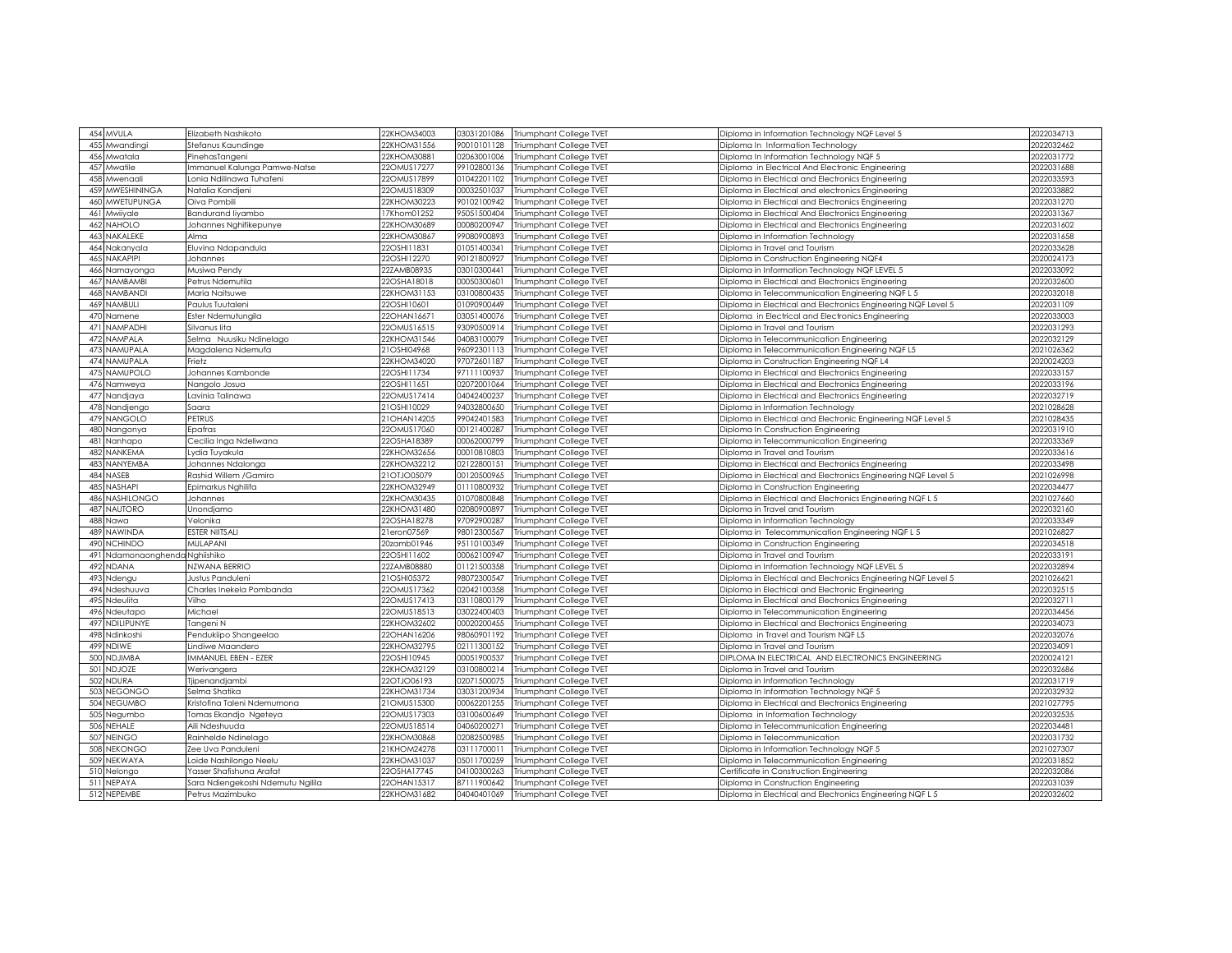| | | | | | | |
|---|---|---|---|---|---|---|
| 454 | MVULA | Elizabeth Nashikoto | 22KHOM34003 | 03031201086 | Triumphant College TVET | Diploma in Information Technology NQF Level 5 | 2022034713 |
| 455 | Mwandingi | Stefanus Kaundinge | 22KHOM31556 | 90010101128 | Triumphant College TVET | Diploma In Information Technology | 2022032462 |
| 456 | Mwatala | PinehasTangeni | 22KHOM30881 | 02063001006 | Triumphant College TVET | Diploma In Information Technology NQF 5 | 2022031772 |
| 457 | Mwatile | Immanuel Kalunga Pamwe-Natse | 22OMUS17277 | 99102800136 | Triumphant College TVET | Diploma in Electrical And Electronic Engineering | 2022031688 |
| 458 | Mwenaali | Lonia Ndilinawa Tuhafeni | 22OMUS17899 | 01042201102 | Triumphant College TVET | Diploma in Electrical and Electronics Engineering | 2022033593 |
| 459 | MWESHININGA | Natalia Kondjeni | 22OMUS18309 | 00032501037 | Triumphant College TVET | Diploma in Electrical and electronics Engineering | 2022033882 |
| 460 | MWETUPUNGA | Oiva Pombili | 22KHOM30223 | 90102100942 | Triumphant College TVET | Diploma in Electrical and Electronics Engineering | 2022031270 |
| 461 | Mwiiyale | Bandurand Iiyambo | 17Khom01252 | 95051500404 | Triumphant College TVET | Diploma in Electrical And Electronics Engineering | 2022031367 |
| 462 | NAHOLO | Johannes Nghifikepunye | 22KHOM30689 | 00080200947 | Triumphant College TVET | Diploma in Electrical and Electronics Engineering | 2022031602 |
| 463 | NAKALEKE | Alma | 22KHOM30867 | 99080900893 | Triumphant College TVET | Diploma in Information Technology | 2022031658 |
| 464 | Nakanyala | Eluvina Ndapandula | 22OSHI11831 | 01051400341 | Triumphant College TVET | Diploma in Travel and Tourism | 2022033628 |
| 465 | NAKAPIPI | Johannes | 22OSHI12270 | 90121800927 | Triumphant College TVET | Diploma in Construction Engineering NQF4 | 2020024173 |
| 466 | Namayonga | Musiwa Pendy | 22ZAMB08935 | 03010300441 | Triumphant College TVET | Diploma in Information Technology NQF LEVEL 5 | 2022033092 |
| 467 | NAMBAMBI | Petrus Ndemutila | 22OSHA18018 | 00050300601 | Triumphant College TVET | Diploma in Electrical and Electronics Engineering | 2022032600 |
| 468 | NAMBANDI | Maria Naitsuwe | 22KHOM31153 | 03100800435 | Triumphant College TVET | Diploma in Telecommunication Engineering NQF L 5 | 2022032018 |
| 469 | NAMBULI | Paulus Tuutaleni | 22OSHI10601 | 01090900449 | Triumphant College TVET | Diploma in Electrical and Electronics Engineering NQF Level 5 | 2022031109 |
| 470 | Namene | Ester Ndemutungila | 22OHAN16671 | 03051400076 | Triumphant College TVET | Diploma in Electrical and Electronics Engineering | 2022033003 |
| 471 | NAMPADHI | Silvanus Iita | 22OMUS16515 | 93090500914 | Triumphant College TVET | Diploma in Travel and Tourism | 2022031293 |
| 472 | NAMPALA | Selma Nuusiku Ndinelago | 22KHOM31546 | 04083100079 | Triumphant College TVET | Diploma in Telecommunication Engineering | 2022032129 |
| 473 | NAMUPALA | Magdalena Ndemufa | 21OSHI04968 | 96092301113 | Triumphant College TVET | Diploma in Telecommunication Engineering NQF L5 | 2021026362 |
| 474 | NAMUPALA | Frietz | 22KHOM34020 | 97072601187 | Triumphant College TVET | Diploma in Construction Engineering NQF L4 | 2020024203 |
| 475 | NAMUPOLO | Johannes Kambonde | 22OSHI11734 | 97111100937 | Triumphant College TVET | Diploma in Electrical and Electronics Engineering | 2022033157 |
| 476 | Namweya | Nangolo Josua | 22OSHI11651 | 02072001064 | Triumphant College TVET | Diploma in Electrical and Electronics Engineering | 2022033196 |
| 477 | Nandjaya | Lavinia Talinawa | 22OMUS17414 | 04042400237 | Triumphant College TVET | Diploma in Electrical and Electronics Engineering | 2022032719 |
| 478 | Nandjengo | Saara | 21OSHI10029 | 94032800650 | Triumphant College TVET | Diploma in Information Technology | 2021028628 |
| 479 | NANGOLO | PETRUS | 21OHAN14205 | 99042401583 | Triumphant College TVET | Diploma in Electrical and Electronic Engineering NQF Level 5 | 2021028435 |
| 480 | Nangonya | Epafras | 22OMUS17060 | 00121400287 | Triumphant College TVET | Diploma In Construction Engineering | 2022031910 |
| 481 | Nanhapo | Cecilia Inga Ndeliwana | 22OSHA18389 | 00062000799 | Triumphant College TVET | Diploma in Telecommunication Engineering | 2022033369 |
| 482 | NANKEMA | Lydia Tuyakula | 22KHOM32656 | 00010810803 | Triumphant College TVET | Diploma in Travel and Tourism | 2022033616 |
| 483 | NANYEMBA | Johannes Ndalonga | 22KHOM32212 | 02122800151 | Triumphant College TVET | Diploma in Electrical and Electronics Engineering | 2022033498 |
| 484 | NASEB | Rashid Willem /Gamiro | 21OTJO05079 | 00120500965 | Triumphant College TVET | Diploma in Electrical and Electronics Engineering NQF Level 5 | 2021026998 |
| 485 | NASHAPI | Epimarkus Nghilifa | 22KHOM32949 | 01110800932 | Triumphant College TVET | Diploma in Construction Engineering | 2022034477 |
| 486 | NASHILONGO | Johannes | 22KHOM30435 | 01070800848 | Triumphant College TVET | Diploma in Electrical and Electronics Engineering NQF L 5 | 2021027660 |
| 487 | NAUTORO | Unondjamo | 22KHOM31480 | 02080900897 | Triumphant College TVET | Diploma in Travel and Tourism | 2022032160 |
| 488 | Nawa | Velonika | 22OSHA18278 | 97092900287 | Triumphant College TVET | Diploma in Information Technology | 2022033349 |
| 489 | NAWINDA | ESTER NIITSALI | 21eron07569 | 98012300567 | Triumphant College TVET | Diploma in Telecommunication Engineering NQF L 5 | 2021026827 |
| 490 | NCHINDO | MULAPANI | 20zamb01946 | 95110100349 | Triumphant College TVET | Diploma in Construction Engineering | 2022034518 |
| 491 | Ndamonaonghenda | Nghiishiko | 22OSHI11602 | 00062100947 | Triumphant College TVET | Diploma in Travel and Tourism | 2022033191 |
| 492 | NDANA | NZWANA BERRIO | 22ZAMB08880 | 01121500358 | Triumphant College TVET | Diploma in Information Technology NQF LEVEL 5 | 2022032894 |
| 493 | Ndengu | Justus Panduleni | 21OSHI05372 | 98072300547 | Triumphant College TVET | Diploma in Electrical and Electronics Engineering NQF Level 5 | 2021026621 |
| 494 | Ndeshuuva | Charles Inekela Pombanda | 22OMUS17362 | 02042100358 | Triumphant College TVET | Diploma in Electrical and Electronic Engineering | 2022032515 |
| 495 | Ndeulita | Vilho | 22OMUS17413 | 03110800179 | Triumphant College TVET | Diploma in Electrical and Electronics Engineering | 2022032711 |
| 496 | Ndeutapo | Michael | 22OMUS18513 | 03022400403 | Triumphant College TVET | Diploma in Telecommunication Engineering | 2022034456 |
| 497 | NDILIPUNYE | Tangeni N | 22KHOM32602 | 00020200455 | Triumphant College TVET | Diploma in Electrical and Electronics Engineering | 2022034073 |
| 498 | Ndinkoshi | Pendukiipo Shangeelao | 22OHAN16206 | 98060901192 | Triumphant College TVET | Diploma in Travel and Tourism NQF L5 | 2022032076 |
| 499 | NDIWE | Lindiwe Maandero | 22KHOM32795 | 02111300152 | Triumphant College TVET | Diploma in Travel and Tourism | 2022034091 |
| 500 | NDJIMBA | IMMANUEL EBEN - EZER | 22OSHI10945 | 00051900537 | Triumphant College TVET | DIPLOMA IN ELECTRICAL AND ELECTRONICS ENGINEERING | 2020024121 |
| 501 | NDJOZE | Werivangera | 22KHOM32129 | 03100800214 | Triumphant College TVET | Diploma in Travel and Tourism | 2022032686 |
| 502 | NDURA | Tjipenandjambi | 22OTJO06193 | 02071500075 | Triumphant College TVET | Diploma in Information Technology | 2022031719 |
| 503 | NEGONGO | Selma Shatika | 22KHOM31734 | 03031200934 | Triumphant College TVET | Diploma In Information Technology NQF 5 | 2022032932 |
| 504 | NEGUMBO | Kristofina Taleni Ndemumona | 21OMUS15300 | 00062201255 | Triumphant College TVET | Diploma in Electrical and Electronics Engineering | 2021027795 |
| 505 | Negumbo | Tomas Ekandjo Ngeteya | 22OMUS17303 | 03100600649 | Triumphant College TVET | Diploma in Information Technology | 2022032535 |
| 506 | NEHALE | Aili Ndeshuuda | 22OMUS18514 | 04060200271 | Triumphant College TVET | Diploma in Telecommunication Engineering | 2022034481 |
| 507 | NEINGO | Rainhelde Ndinelago | 22KHOM30868 | 02082500985 | Triumphant College TVET | Diploma in Telecommunication | 2022031732 |
| 508 | NEKONGO | Zee Uva Panduleni | 21KHOM24278 | 03111700011 | Triumphant College TVET | Diploma in Information Technology NQF 5 | 2021027307 |
| 509 | NEKWAYA | Loide Nashilongo Neelu | 22KHOM31037 | 05011700259 | Triumphant College TVET | Diploma in Telecommunication Engineering | 2022031852 |
| 510 | Nelongo | Yasser Shafishuna Arafat | 22OSHA17745 | 04100300263 | Triumphant College TVET | Certificate in Construction Engineering | 2022032086 |
| 511 | NEPAYA | Sara Ndiengekoshi Ndemutu Ngilila | 22OHAN15317 | 87111900642 | Triumphant College TVET | Diploma in Construction Engineering | 2022031039 |
| 512 | NEPEMBE | Petrus Mazimbuko | 22KHOM31682 | 04040401069 | Triumphant College TVET | Diploma in Electrical and Electronics Engineering NQF L 5 | 2022032602 |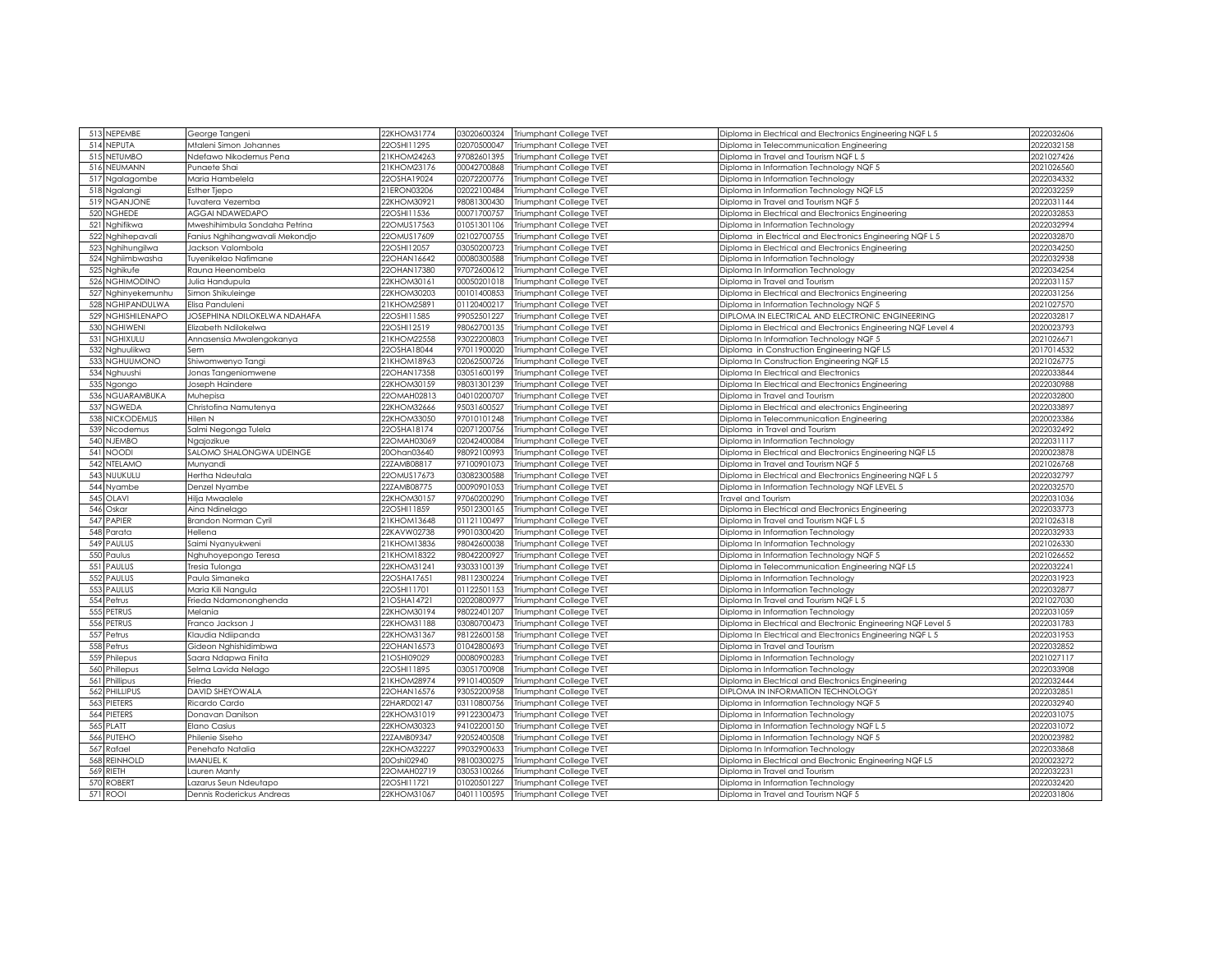| 513 | NEPEMBE | George Tangeni | 22KHOM31774 | 03020600324 | Triumphant College TVET | Diploma in Electrical and Electronics Engineering NQF L 5 | 2022032606 |
|---|---|---|---|---|---|---|---|
| 514 | NEPUTA | Mtaleni Simon Johannes | 22OSHI11295 | 02070500047 | Triumphant College TVET | Diploma in Telecommunication Engineering | 2022032158 |
| 515 | NETUMBO | Ndefawo Nikodemus Pena | 21KHOM24263 | 97082601395 | Triumphant College TVET | Diploma in Travel and Tourism NQF L 5 | 2021027426 |
| 516 | NEUMANN | Punaete Shai | 21KHOM23176 | 00042700868 | Triumphant College TVET | Diploma in Information Technology NQF 5 | 2021026560 |
| 517 | Ngalagombe | Maria Hambelela | 22OSHA19024 | 02072200776 | Triumphant College TVET | Diploma in Information Technology | 2022034332 |
| 518 | Ngalangi | Esther Tjepo | 21ERON03206 | 02022100484 | Triumphant College TVET | Diploma in Information Technology NQF L5 | 2022032259 |
| 519 | NGANJONE | Tuvatera Vezemba | 22KHOM30921 | 98081300430 | Triumphant College TVET | Diploma in Travel and Tourism NQF 5 | 2022031144 |
| 520 | NGHEDE | AGGAI NDAWEDAPO | 22OSHI11536 | 00071700757 | Triumphant College TVET | Diploma in Electrical and Electronics Engineering | 2022032853 |
| 521 | Nghifikwa | Mweshihimbula Sondaha Petrina | 22OMUS17563 | 01051301106 | Triumphant College TVET | Diploma in Information Technology | 2022032994 |
| 522 | Nghihepavali | Fanius Nghihangwavali Mekondjo | 22OMUS17609 | 02102700755 | Triumphant College TVET | Diploma in Electrical and Electronics Engineering NQF L 5 | 2022032870 |
| 523 | Nghihungilwa | Jackson Valombola | 22OSHI12057 | 03050200723 | Triumphant College TVET | Diploma in Electrical and Electronics Engineering | 2022034250 |
| 524 | Nghiimbwasha | Tuyenikelao Nafimane | 22OHAN16642 | 00080300588 | Triumphant College TVET | Diploma in Information Technology | 2022032938 |
| 525 | Nghikufe | Rauna Heenombela | 22OHAN17380 | 97072600612 | Triumphant College TVET | Diploma In Information Technology | 2022034254 |
| 526 | NGHIMODINO | Julia Handupula | 22KHOM30161 | 00050201018 | Triumphant College TVET | Diploma in Travel and Tourism | 2022031157 |
| 527 | Nghinyekemunhu | Simon Shikuleinge | 22KHOM30203 | 00101400853 | Triumphant College TVET | Diploma in Electrical and Electronics Engineering | 2022031256 |
| 528 | NGHIPANDULWA | Elisa Panduleni | 21KHOM25891 | 01120400217 | Triumphant College TVET | Diploma in Information Technology NQF 5 | 2021027570 |
| 529 | NGHISHILENAPO | JOSEPHINA NDILOKELWA NDAHAFA | 22OSHI11585 | 99052501227 | Triumphant College TVET | DIPLOMA IN ELECTRICAL AND ELECTRONIC ENGINEERING | 2022032817 |
| 530 | NGHIWENI | Elizabeth Ndilokelwa | 22OSHI12519 | 98062700135 | Triumphant College TVET | Diploma in Electrical and Electronics Engineering NQF Level 4 | 2020023793 |
| 531 | NGHIXULU | Annasensia Mwalengokanya | 21KHOM22558 | 93022200803 | Triumphant College TVET | Diploma In Information Technology NQF 5 | 2021026671 |
| 532 | Nghuulikwa | Sem | 22OSHA18044 | 97011900020 | Triumphant College TVET | Diploma in Construction Engineering NQF L5 | 2017014532 |
| 533 | NGHUUMONO | Shiwomwenyo Tangi | 21KHOM18963 | 02062500726 | Triumphant College TVET | Diploma In Construction Engineering NQF L5 | 2021026775 |
| 534 | Nghuushi | Jonas Tangeniomwene | 22OHAN17358 | 03051600199 | Triumphant College TVET | Diploma In Electrical and Electronics | 2022033844 |
| 535 | Ngongo | Joseph Haindere | 22KHOM30159 | 98031301239 | Triumphant College TVET | Diploma In Electrical and Electronics Engineering | 2022030988 |
| 536 | NGUARAMBUKA | Muhepisa | 22OMAH02813 | 04010200707 | Triumphant College TVET | Diploma in Travel and Tourism | 2022032800 |
| 537 | NGWEDA | Christofina Namutenya | 22KHOM32666 | 95031600527 | Triumphant College TVET | Diploma in Electrical and electronics Engineering | 2022033897 |
| 538 | NICKODEMUS | Hilen N | 22KHOM33050 | 97010101248 | Triumphant College TVET | Diploma in Telecommunication Engineering | 2020023386 |
| 539 | Nicodemus | Salmi Negonga Tulela | 22OSHA18174 | 02071200756 | Triumphant College TVET | Diploma in Travel and Tourism | 2022032492 |
| 540 | NJEMBO | Ngajozikue | 22OMAH03069 | 02042400084 | Triumphant College TVET | Diploma in Information Technology | 2022031117 |
| 541 | NOODI | SALOMO SHALONGWA UDEINGE | 20Ohan03640 | 98092100993 | Triumphant College TVET | Diploma in Electrical and Electronics Engineering NQF L5 | 2020023878 |
| 542 | NTELAMO | Munyandi | 22ZAMB08817 | 97100901073 | Triumphant College TVET | Diploma in Travel and Tourism NQF 5 | 2021026768 |
| 543 | NUUKULU | Hertha Ndeutala | 22OMUS17673 | 03082300588 | Triumphant College TVET | Diploma in Electrical and Electronics Engineering NQF L 5 | 2022032797 |
| 544 | Nyambe | Denzel Nyambe | 22ZAMB08775 | 00090901053 | Triumphant College TVET | Diploma in Information Technology NQF LEVEL 5 | 2022032570 |
| 545 | OLAVI | Hilja Mwaalele | 22KHOM30157 | 97060200290 | Triumphant College TVET | Travel and Tourism | 2022031036 |
| 546 | Oskar | Aina Ndinelago | 22OSHI11859 | 95012300165 | Triumphant College TVET | Diploma in Electrical and Electronics Engineering | 2022033773 |
| 547 | PAPIER | Brandon Norman Cyril | 21KHOM13648 | 01121100497 | Triumphant College TVET | Diploma in Travel and Tourism NQF L 5 | 2021026318 |
| 548 | Parata | Hellena | 22KAVW02738 | 99010300420 | Triumphant College TVET | Diploma in Information Technology | 2022032933 |
| 549 | PAULUS | Saimi Nyanyukweni | 21KHOM13836 | 98042600038 | Triumphant College TVET | Diploma In Information Technology | 2021026330 |
| 550 | Paulus | Nghuhoyepongo Teresa | 21KHOM18322 | 98042200927 | Triumphant College TVET | Diploma in Information Technology NQF 5 | 2021026652 |
| 551 | PAULUS | Tresia Tulonga | 22KHOM31241 | 93033100139 | Triumphant College TVET | Diploma in Telecommunication Engineering NQF L5 | 2022032241 |
| 552 | PAULUS | Paula Simaneka | 22OSHA17651 | 98112300224 | Triumphant College TVET | Diploma in Information Technology | 2022031923 |
| 553 | PAULUS | Maria Kili Nangula | 22OSHI11701 | 01122501153 | Triumphant College TVET | Diploma in Information Technology | 2022032877 |
| 554 | Petrus | Frieda Ndamononghenda | 21OSHA14721 | 02020800977 | Triumphant College TVET | Diploma In Travel and Tourism NQF L 5 | 2021027030 |
| 555 | PETRUS | Melania | 22KHOM30194 | 98022401207 | Triumphant College TVET | Diploma in Information Technology | 2022031059 |
| 556 | PETRUS | Franco Jackson J | 22KHOM31188 | 03080700473 | Triumphant College TVET | Diploma in Electrical and Electronic Engineering NQF Level 5 | 2022031783 |
| 557 | Petrus | Klaudia Ndiipanda | 22KHOM31367 | 98122600158 | Triumphant College TVET | Diploma In Electrical and Electronics Engineering NQF L 5 | 2022031953 |
| 558 | Petrus | Gideon Nghishidimbwa | 22OHAN16573 | 01042800693 | Triumphant College TVET | Diploma in Travel and Tourism | 2022032852 |
| 559 | Philepus | Saara Ndapwa Finita | 21OSHI09029 | 00080900283 | Triumphant College TVET | Diploma in Information Technology | 2021027117 |
| 560 | Phillepus | Selma Lavida Nelago | 22OSHI11895 | 03051700908 | Triumphant College TVET | Diploma in Information Technology | 2022033908 |
| 561 | Phillipus | Frieda | 21KHOM28974 | 99101400509 | Triumphant College TVET | Diploma in Electrical and Electronics Engineering | 2022032444 |
| 562 | PHILLIPUS | DAVID SHEYOWALA | 22OHAN16576 | 93052200958 | Triumphant College TVET | DIPLOMA IN INFORMATION TECHNOLOGY | 2022032851 |
| 563 | PIETERS | Ricardo Cardo | 22HARD02147 | 03110800756 | Triumphant College TVET | Diploma in Information Technology NQF 5 | 2022032940 |
| 564 | PIETERS | Donavan Danilson | 22KHOM31019 | 99122300473 | Triumphant College TVET | Diploma in Information Technology | 2022031075 |
| 565 | PLATT | Elano Casius | 22KHOM30323 | 94102200150 | Triumphant College TVET | Diploma in Information Technology NQF L 5 | 2022031072 |
| 566 | PUTEHO | Philenie Siseho | 22ZAMB09347 | 92052400508 | Triumphant College TVET | Diploma in Information Technology NQF 5 | 2020023982 |
| 567 | Rafael | Penehafo Natalia | 22KHOM32227 | 99032900633 | Triumphant College TVET | Diploma In Information Technology | 2022033868 |
| 568 | REINHOLD | IMANUEL K | 20Oshi02940 | 98100300275 | Triumphant College TVET | Diploma in Electrical and Electronic Engineering NQF L5 | 2020023272 |
| 569 | RIETH | Lauren Manty | 22OMAH02719 | 03053100266 | Triumphant College TVET | Diploma in Travel and Tourism | 2022032231 |
| 570 | ROBERT | Lazarus Seun Ndeutapo | 22OSHI11721 | 01020501227 | Triumphant College TVET | Diploma in Information Technology | 2022032420 |
| 571 | ROOI | Dennis Roderickus Andreas | 22KHOM31067 | 04011100595 | Triumphant College TVET | Diploma in Travel and Tourism NQF 5 | 2022031806 |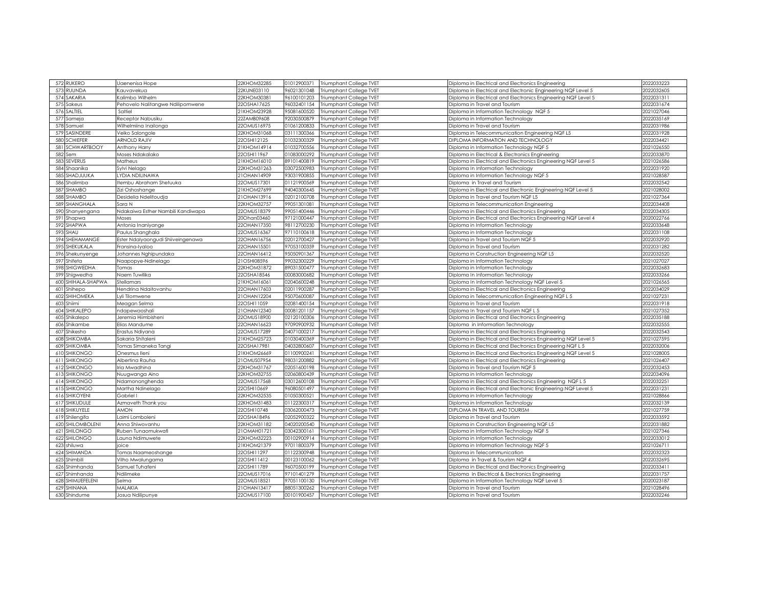| | | | | | | | |
|---|---|---|---|---|---|---|---|
| 572 | RUKERO | Uaenenisa Hope | 22KHOM32285 | 01012900371 | Triumphant College TVET | Diploma in Electrical and Electronics Engineering | 2022033223 |
| 573 | RUUNDA | Kauvavekua | 22KUNE03110 | 96021301048 | Triumphant College TVET | Diploma in Electrical and Electronic Engineering NQF Level 5 | 2022032605 |
| 574 | SAKARIA | Kalimbo Wilhelm | 22KHOM30381 | 96100101203 | Triumphant College TVET | Diploma in Electrical and Electronics Engineering NQF Level 5 | 2022031311 |
| 575 | Sakeus | Pehovelo Nalitangwe Ndilipomwene | 22OSHA17625 | 96032401154 | Triumphant College TVET | Diploma in Travel and Tourism | 2022031674 |
| 576 | SALTIEL | Saltiel | 21KHOM23928 | 95081600520 | Triumphant College TVET | Diploma in Information Technology NQF 5 | 2021027046 |
| 577 | Sameja | Receptor Nabusiku | 22ZAMB09608 | 92030500879 | Triumphant College TVET | Diploma in Information Technology | 2022035169 |
| 578 | Samuel | Wilhelmiina Inailonga | 22OMUS16975 | 01061200833 | Triumphant College TVET | Diploma in Travel and Tourism | 2022031986 |
| 579 | SASINDERE | Veiko Salongole | 22KHOM31068 | 03111300366 | Triumphant College TVET | Diploma in Telecommunication Engineering NQF L5 | 2022031928 |
| 580 | SCHIEFER | ARNOLD RAJIV | 22OSHI12125 | 01032300329 | Triumphant College TVET | DIPLOMA INFORMATION AND TECHNOLOGY | 2022034421 |
| 581 | SCHWARTBOOY | Anthony Harry | 21KHOM14914 | 01032700556 | Triumphant College TVET | Diploma in Information Technology NQF 5 | 2021026550 |
| 582 | Sem | Moses Ndakalako | 22OSHI11967 | 01083000292 | Triumphant College TVET | Diploma in Electrical & Electronics Engineering | 2022033870 |
| 583 | SEVERUS | Matheus | 21KHOM16010 | 89101400819 | Triumphant College TVET | Diploma in Electrical and Electronics Engineering NQF Level 5 | 2021026586 |
| 584 | Shaanika | Sylvi Nelago | 22KHOM31263 | 03072500983 | Triumphant College TVET | Diploma In Information Technology | 2022031920 |
| 585 | SHADJUUKA | LYDIA NDILINAWA | 21OHAN14909 | 93031900855 | Triumphant College TVET | Diploma in Information Technology NQF 5 | 2021028587 |
| 586 | Shalimba | Itembu Abraham Shetuuka | 22OMUS17301 | 01121900569 | Triumphant College TVET | Diploma in Travel and Tourism | 2022032542 |
| 587 | SHAMBO | Zizi Oshoshange | 21KHOM27699 | 94040300645 | Triumphant College TVET | Diploma in Electrical and Electronic Engineering NQF Level 5 | 2021028002 |
| 588 | SHAMBO | Desidelia Ndelitoudja | 21OHAN13916 | 02012100708 | Triumphant College TVET | Diploma in Travel and Tourism NQF L5 | 2021027364 |
| 589 | SHANGHALA | Sara N | 22KHOM32757 | 99051301081 | Triumphant College TVET | Diploma in Telecommunication Engineering | 2022034408 |
| 590 | Shanyengana | Ndakaiwa Esther Nambili Kandiwapa | 22OMUS18379 | 99051400446 | Triumphant College TVET | Diploma in Electrical and Electronics Engineering | 2022034305 |
| 591 | Shapwa | Moses | 20Ohan03460 | 97121000447 | Triumphant College TVET | Diploma in Electrical and Electronics Engineering NQF Level 4 | 2020022766 |
| 592 | SHAPWA | Antonia Inaniyange | 22OHAN17350 | 98112700230 | Triumphant College TVET | Diploma in Information Technology | 2022033648 |
| 593 | SHAU | Paulus Shanghala | 22OMUS16367 | 97110100618 | Triumphant College TVET | Diploma in Information Technology | 2022031108 |
| 594 | SHEHAMANGE | Ester Ndalyaongudi Shiiveingenawa | 22OHAN16756 | 02012700427 | Triumphant College TVET | Diploma in Travel and Tourism NQF 5 | 2022032920 |
| 595 | SHEKUKALA | Fransina-Iyaloo | 22OHAN15501 | 97053100359 | Triumphant College TVET | Diploma in Travel and Tourism | 2022031282 |
| 596 | Shekunyenge | Johannes Nghipundaka | 22OHAN16412 | 95050901367 | Triumphant College TVET | Diploma in Construction Engineering NQF L5 | 2022032520 |
| 597 | Shifeta | Naapopye-Ndinelago | 21OSHI08596 | 99032300229 | Triumphant College TVET | Diploma in Information Technology | 2021027027 |
| 598 | SHIGWEDHA | Tomas | 22KHOM31872 | 89031500477 | Triumphant College TVET | Diploma in Information Technology | 2022032683 |
| 599 | Shigwedha | Naem Tuwilika | 22OSHA18546 | 00083000682 | Triumphant College TVET | Diploma In Information Technology | 2022033266 |
| 600 | SHIHALA-SHAPWA | Stellamars | 21KHOM16061 | 02040600248 | Triumphant College TVET | Diploma In Information Technology NQF Level 5 | 2021026565 |
| 601 | Shihepo | Hendrina Ndaitovanhu | 22OHAN17603 | 02011900287 | Triumphant College TVET | Diploma in Electrical and Electronics Engineering | 2022034029 |
| 602 | SHIHOMEKA | Lyli Tilomwene | 21OHAN12204 | 95070600087 | Triumphant College TVET | Diploma in Telecommunication Engineering NQF L 5 | 2021027231 |
| 603 | Shiimi | Meagan Selma | 22OSHI11059 | 02081400154 | Triumphant College TVET | Diploma in Travel and Tourism | 2022031918 |
| 604 | SHIKALEPO | ndapewaoshali | 21OHAN12340 | 00081201157 | Triumphant College TVET | Diploma In Travel and Tourism NQF L 5 | 2021027352 |
| 605 | Shikalepo | Jeremia Hiimbisheni | 22OMUS18900 | 02120100306 | Triumphant College TVET | Diploma in Electrical and Electronics Engineering | 2022035188 |
| 606 | Shikambe | Elias Mandume | 22OHAN16623 | 97090900932 | Triumphant College TVET | Diploma in Information Technology | 2022032555 |
| 607 | Shikesho | Erastus Ndiyana | 22OMUS17289 | 04071000217 | Triumphant College TVET | Diploma in Electrical and Electronics Engineering | 2022032543 |
| 608 | SHIKOMBA | Sakaria Shitaleni | 21KHOM25723 | 01030400369 | Triumphant College TVET | Diploma in Electrical and Electronics Engineering NQF Level 5 | 2021027595 |
| 609 | SHIKOMBA | Tomas Simaneka Tangi | 22OSHA17981 | 04032800607 | Triumphant College TVET | Diploma in Electrical and Electronics Engineering NQF L 5 | 2022032006 |
| 610 | SHIKONGO | Onesmus Ileni | 21KHOM26669 | 01100900241 | Triumphant College TVET | Diploma in Electrical and Electronics Engineering NQF Level 5 | 2021028005 |
| 611 | SHIKONGO | Albertina Rauha | 21OMUS07954 | 98031200882 | Triumphant College TVET | Diploma in Electrical and Electronics Engineering | 2021026407 |
| 612 | SHIKONGO | Iria Mwadhina | 22KHOM31767 | 02051600198 | Triumphant College TVET | Diploma in Travel and Tourism NQF 5 | 2022032453 |
| 613 | SHIKONGO | Nuugwanga Aino | 22KHOM32755 | 02060800439 | Triumphant College TVET | Diploma in Information Technology | 2022034096 |
| 614 | SHIKONGO | Ndamononghenda | 22OMUS17568 | 03012600108 | Triumphant College TVET | Diploma in Electrical and Electronics Engineering NQF L 5 | 2022032251 |
| 615 | SHIKONGO | Martha Ndinelago | 22OSHI10669 | 96080501497 | Triumphant College TVET | Diploma in Electrical and Electronic Engineering NQF Level 5 | 2022031231 |
| 616 | SHIKOYENI | Gabriel I | 22KHOM32535 | 01050300521 | Triumphant College TVET | Diploma in Information Technology | 2021028866 |
| 617 | SHIKUDULE | Azmaveth Thank you | 22KHOM31483 | 01122300317 | Triumphant College TVET | Diploma in Information Technology | 2022032139 |
| 618 | SHIKUYELE | AMON | 22OSHI10748 | 03062000473 | Triumphant College TVET | DIPLOMA IN TRAVEL AND TOURISM | 2021027759 |
| 619 | Shilengifa | Laimi Lomboleni | 22OSHA18496 | 02052900322 | Triumphant College TVET | Diploma in Travel and Tourism | 2022033592 |
| 620 | SHILOMBOLENI | Anna Shiwovanhu | 22KHOM31182 | 04020200540 | Triumphant College TVET | Diploma in Construction Engineering NQF L5 | 2022031882 |
| 621 | SHILONGO | Ruben Tunaomukwafi | 21OMAH01721 | 03042300161 | Triumphant College TVET | Diploma in Information Technology NQF 5 | 2021027346 |
| 622 | SHILONGO | Launa Ndimuwete | 22KHOM32223 | 00102900914 | Triumphant College TVET | Diploma in Information Technology | 2022033012 |
| 623 | shiluwa | joice | 21KHOM21379 | 97011800379 | Triumphant College TVET | Diploma in Information Technology NQF 5 | 2021026711 |
| 624 | SHIMANDA | Tomas Naameoshange | 22OSHI11297 | 01122300948 | Triumphant College TVET | Diploma in Telecommunication | 2022032323 |
| 625 | Shimbili | Vilho Mwalungama | 22OSHI11412 | 00123100062 | Triumphant College TVET | Diploma in Travel & Tourism NQF 4 | 2022032695 |
| 626 | Shimhanda | Samuel Tuhafeni | 22OSHI11789 | 96070500199 | Triumphant College TVET | Diploma in Electrical and Electronics Engineering | 2022033411 |
| 627 | Shimhanda | Ndilimeke | 22OMUS17016 | 97101401279 | Triumphant College TVET | Diploma in Electrical & Electronics Engineering | 2022031757 |
| 628 | SHIMUEFELENI | Selma | 22OMUS18521 | 97051100130 | Triumphant College TVET | Diploma in Information Technology NQF Level 5 | 2020023187 |
| 629 | SHINANA | MALAKIA | 21OHAN13417 | 88051300262 | Triumphant College TVET | Diploma in Travel and Tourism | 2021028496 |
| 630 | Shindume | Josua Ndilipunye | 22OMUS17100 | 00101900457 | Triumphant College TVET | Diploma in Travel and Tourism | 2022032246 |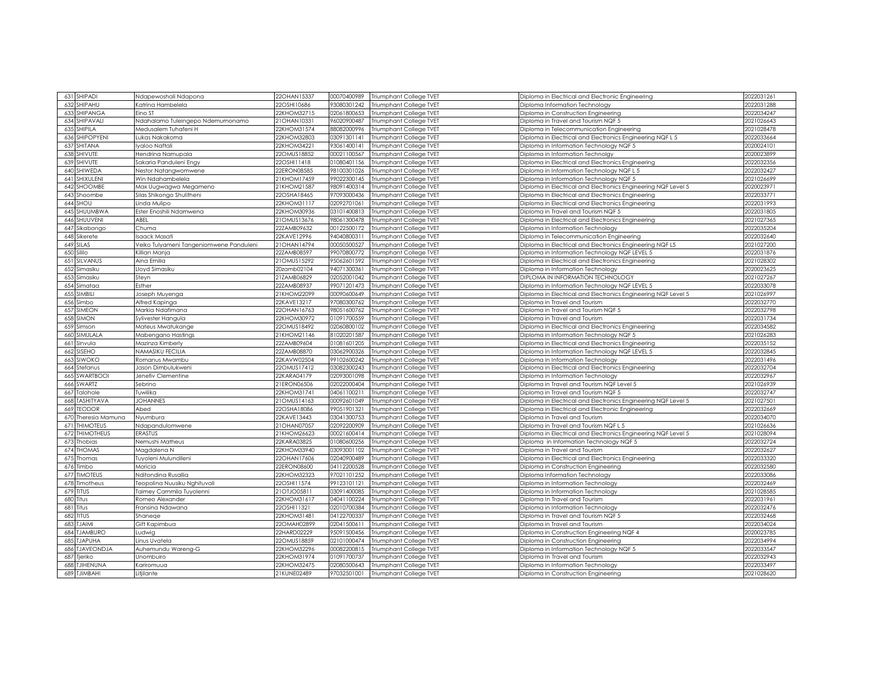| 631 | SHIPADI | Ndapewoshali Ndapona | 22OHAN15337 | 00070400989 | Triumphant College TVET | Diploma in Electrical and Electronic Engineering | 2022031261 |
|---|---|---|---|---|---|---|---|
| 632 | SHIPAHU | Katrina Hambelela | 22OSHI10686 | 93080301242 | Triumphant College TVET | Diploma Information Technology | 2022031288 |
| 633 | SHIPANGA | Eino ST | 22KHOM32715 | 02061800653 | Triumphant College TVET | Diploma in Construction Engineering | 2022034247 |
| 634 | SHIPAVALI | Ndahalamo Tuleingepo Ndemumonamo | 21OHAN10331 | 96020900487 | Triumphant College TVET | Diploma in Travel and Tourism NQF 5 | 2021026643 |
| 635 | SHIPILA | Medusalem Tuhafeni H | 22KHOM31574 | 88082000996 | Triumphant College TVET | Diploma in Telecommunication Engineering | 2021028478 |
| 636 | SHIPOPYENI | Lukas Nakakoma | 22KHOM32803 | 03091301141 | Triumphant College TVET | Diploma in Electrical and Electronics Engineering NQF L 5 | 2022033664 |
| 637 | SHITANA | Iyaloo Naftali | 22KHOM34221 | 93061400141 | Triumphant College TVET | Diploma in Information Technology NQF 5 | 2020024101 |
| 638 | SHIVUTE | Hendrina Namupala | 22OMUS18852 | 00021100567 | Triumphant College TVET | Diploma in Information Technolgy | 2020023899 |
| 639 | SHIVUTE | Sakaria Panduleni Engy | 22OSHI11418 | 01080401156 | Triumphant College TVET | Diploma in Electrical and Electronics Engineering | 2022032356 |
| 640 | SHIWEDA | Nestor Natangwomwene | 22ERON08585 | 98100301026 | Triumphant College TVET | Diploma in Information Technology NQF L 5 | 2022032427 |
| 641 | SHIXULENI | Win Ndahambelela | 21KHOM17459 | 99022300145 | Triumphant College TVET | Diploma in Information Technology NQF 5 | 2021026699 |
| 642 | SHOOMBE | Max Uugwagwa Megameno | 21KHOM21587 | 98091400314 | Triumphant College TVET | Diploma in Electrical and Electronics Engineering NQF Level 5 | 2020023971 |
| 643 | Shoombe | Silas Shikongo Shulitheni | 22OSHA18465 | 97093000436 | Triumphant College TVET | Diploma in Electrical and Electronics Engineering | 2022033771 |
| 644 | SHOU | Linda Mulipo | 22KHOM31117 | 02092701061 | Triumphant College TVET | Diploma in Electrical and Electronics Engineering | 2022031993 |
| 645 | SHUUMBWA | Ester Enoshili Ndamwena | 22KHOM30936 | 03101400813 | Triumphant College TVET | Diploma in Travel and Tourism NQF 5 | 2022031805 |
| 646 | SHUUVENI | ABEL | 21OMUS13676 | 98061300478 | Triumphant College TVET | Diploma in Electrical and Electronics Engineering | 2021027365 |
| 647 | Sikabongo | Chuma | 22ZAMB09632 | 00122500172 | Triumphant College TVET | Diploma in Information Technology | 2022035204 |
| 648 | Sikerete | Isaack Masati | 22KAVE12996 | 94040800311 | Triumphant College TVET | Diploma in Telecommunication Engineering | 2022032640 |
| 649 | SILAS | Veiko Tulyameni Tangeniomwene Panduleni | 21OHAN14794 | 00050500527 | Triumphant College TVET | Diploma in Electrical and Electronics Engineering NQF L5 | 2021027200 |
| 650 | Sililo | Killian Manja | 22ZAMB08597 | 99070800772 | Triumphant College TVET | Diploma in Information Technology NQF LEVEL 5 | 2022031876 |
| 651 | SILVANUS | Aina Emilia | 21OMUS15292 | 95062601592 | Triumphant College TVET | Diploma in Electrical and Electronics Engineering | 2021028302 |
| 652 | Simasiku | Lloyd Simasiku | 20zamb02104 | 94071300361 | Triumphant College TVET | Diploma in Information Technology | 2020023625 |
| 653 | Simasiku | Steyn | 21ZAMB06829 | 02052001042 | Triumphant College TVET | DIPLOMA IN INFORMATION TECHNOLOGY | 2021027267 |
| 654 | Simataa | Esther | 22ZAMB08937 | 99071201473 | Triumphant College TVET | Diploma in Information Technology NQF LEVEL 5 | 2022033078 |
| 655 | SIMBILI | Joseph Muyenga | 21KHOM22099 | 00090600649 | Triumphant College TVET | Diploma in Electrical and Electronics Engineering NQF Level 5 | 2021026997 |
| 656 | Simbo | Alfred Kapinga | 22KAVE13217 | 97080300762 | Triumphant College TVET | Diploma in Travel and Tourism | 2022032770 |
| 657 | SIMEON | Markia Ndafimana | 22OHAN16763 | 98051600762 | Triumphant College TVET | Diploma in Travel and Tourism NQF 5 | 2022032798 |
| 658 | SIMON | Sylivester Hangula | 22KHOM30972 | 01091700559 | Triumphant College TVET | Diploma in Travel and Tourism | 2022031734 |
| 659 | Simson | Mateus Mwatukange | 22OMUS18492 | 02060800102 | Triumphant College TVET | Diploma in Electrical and Electronics Engineering | 2022034582 |
| 660 | SIMULALA | Mabengano Hastings | 21KHOM21146 | 81020201587 | Triumphant College TVET | Diploma in Information Technology NQF 5 | 2021026283 |
| 661 | Sinvula | Mazinza Kimberly | 22ZAMB09604 | 01081601205 | Triumphant College TVET | Diploma in Electrical and Electronics Engineering | 2022035152 |
| 662 | SISEHO | NAMASIKU FECILIA | 22ZAMB08870 | 03062900326 | Triumphant College TVET | Diploma in Information Technology NQF LEVEL 5 | 2022032845 |
| 663 | SIWOKO | Romanus Mwambu | 22KAVW02504 | 99102600242 | Triumphant College TVET | Diploma in Information Technology | 2022031496 |
| 664 | Stefanus | Jason Dimbulukweni | 22OMUS17412 | 03082300243 | Triumphant College TVET | Diploma in Electrical and Electronics Engineering | 2022032704 |
| 665 | SWARTBOOI | Jenefiv Clementine | 22KARA04179 | 02093001098 | Triumphant College TVET | Diploma in Information Technology | 2022032967 |
| 666 | SWARTZ | Sebrino | 21ERON06506 | 02022000404 | Triumphant College TVET | Diploma in Travel and Tourism NQF Level 5 | 2021026939 |
| 667 | Talohole | Tuwilika | 22KHOM31741 | 04061100211 | Triumphant College TVET | Diploma in Travel and Tourism NQF 5 | 2022032747 |
| 668 | TASHITYAVA | JOHANNES | 21OMUS14163 | 00092601049 | Triumphant College TVET | Diploma in Electrical and Electronics Engineering NQF Level 5 | 2021027501 |
| 669 | TEODOR | Abed | 22OSHA18086 | 99051901321 | Triumphant College TVET | Diploma in Electrical and Electronic Engineering | 2022032669 |
| 670 | Theresia Mamuna | Nyumbura | 22KAVE13443 | 03041300753 | Triumphant College TVET | Diploma in Travel and Tourism | 2022034070 |
| 671 | THIMOTEUS | Ndapandulomwene | 21OHAN07057 | 02092200909 | Triumphant College TVET | Diploma in Travel and Tourism NQF L 5 | 2021026636 |
| 672 | THIMOTHEUS | ERASTUS | 21KHOM26623 | 00021600414 | Triumphant College TVET | Diploma in Electrical and Electronics Engineering NQF Level 5 | 2021028094 |
| 673 | Thobias | Nemushi Matheus | 22KARA03825 | 01080600256 | Triumphant College TVET | Diploma in Information Technology NQF 5 | 2022032724 |
| 674 | THOMAS | Magdalena N | 22KHOM33940 | 03093001102 | Triumphant College TVET | Diploma in Travel and Tourism | 2022032627 |
| 675 | Thomas | Tuyoleni Mulundileni | 22OHAN17606 | 02040900489 | Triumphant College TVET | Diploma in Electrical and Electronics Engineering | 2022033320 |
| 676 | Timbo | Moricia | 22ERON08600 | 04112200528 | Triumphant College TVET | Diploma in Construction Engineering | 2022032580 |
| 677 | TIMOTEUS | Nditondina Rusallia | 22KHOM32323 | 97021101252 | Triumphant College TVET | Diploma Information Technology | 2022033086 |
| 678 | Timotheus | Teopolina Nuusiku Nghituvali | 22OSHI11574 | 99123101121 | Triumphant College TVET | Diploma in Information Technology | 2022032469 |
| 679 | TITUS | Taimey Cammila Tuyolenni | 21OTJO05811 | 03091400085 | Triumphant College TVET | Diploma in Information Technology | 2021028585 |
| 680 | Titus | Romeo Alexander | 22KHOM31617 | 04041100224 | Triumphant College TVET | Diploma In Travel and Tourism | 2022031961 |
| 681 | Titus | Fransina Ndawana | 22OSHI11321 | 02010700384 | Triumphant College TVET | Diploma in Information Technology | 2022032476 |
| 682 | TITUS | Shaneqe | 22KHOM31481 | 04122700337 | Triumphant College TVET | Diploma in Travel and Tourism NQF 5 | 2022032468 |
| 683 | TJAIMI | Gift Kapimbua | 22OMAH02899 | 02041500611 | Triumphant College TVET | Diploma in Travel and Tourism | 2022034024 |
| 684 | TJAMBURO | Ludwig | 22HARD02229 | 95091500456 | Triumphant College TVET | Diploma in Construction Engineering NQF 4 | 2020023785 |
| 685 | TJAPUHA | Linus Uvatela | 22OMUS18859 | 02101000474 | Triumphant College TVET | Diploma in Construction Engineering | 2022034994 |
| 686 | TJAVEONDJA | Auhemundu Wareng-G | 22KHOM32296 | 00082200815 | Triumphant College TVET | Diploma in Information Technology NQF 5 | 2022033547 |
| 687 | Tjeriko | Unombuiro | 22KHOM31974 | 01091700737 | Triumphant College TVET | Diploma In Travel and Tourism | 2022032943 |
| 688 | TJIHENUNA | Kariromuua | 22KHOM32475 | 02080500643 | Triumphant College TVET | Diploma in Information Technology | 2022033497 |
| 689 | TJIMBAHI | Litjilante | 21KUNE02489 | 97032501001 | Triumphant College TVET | Diploma in Construction Engineering | 2021028620 |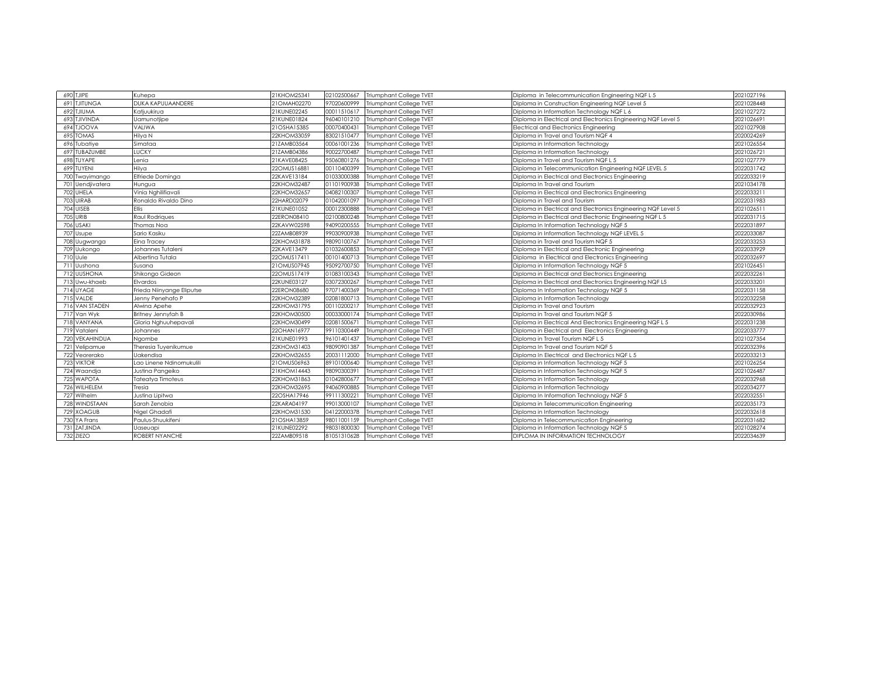| | | | | | | | |
|---|---|---|---|---|---|---|---|
| 690 | TJIPE | Kuhepa | 21KHOM25341 | 02102500667 | Triumphant College TVET | Diploma in Telecommunication Engineering NQF L 5 | 2021027196 |
| 691 | TJITUNGA | DUKA KAPUIJAANDERE | 21OMAH02270 | 97020600999 | Triumphant College TVET | Diploma in Construction Engineering NQF Level 5 | 2021028448 |
| 692 | TJIUMA | Katjuukirua | 21KUNE02245 | 00011510617 | Triumphant College TVET | Diploma in Information Technology NQF L 6 | 2021027272 |
| 693 | TJIVINDA | Uamunotjipe | 21KUNE01824 | 96040101210 | Triumphant College TVET | Diploma in Electrical and Electronics Engineering NQF Level 5 | 2021026691 |
| 694 | TJOOVA | VALIWA | 21OSHA15385 | 00070400431 | Triumphant College TVET | Electrical and Electronics Engineering | 2021027908 |
| 695 | TOMAS | Hilya N | 22KHOM33059 | 83021510477 | Triumphant College TVET | Diploma in Travel and Tourism NQF 4 | 2020024269 |
| 696 | Tubatiye | Simataa | 21ZAMB03564 | 00061001236 | Triumphant College TVET | Diploma in Information Technology | 2021026554 |
| 697 | TUBAZUMBE | LUCKY | 21ZAMB04386 | 90022700487 | Triumphant College TVET | Diploma in Information Technology | 2021026721 |
| 698 | TUYAPE | Lenia | 21KAVE08425 | 95060801276 | Triumphant College TVET | Diploma in Travel and Tourism NQF L 5 | 2021027779 |
| 699 | TUYENI | Hilya | 22OMUS16881 | 00110400399 | Triumphant College TVET | Diploma in Telecommunication Engineering NQF LEVEL 5 | 2022031742 |
| 700 | Twayimango | Elfriede Dominga | 22KAVE13184 | 01033000388 | Triumphant College TVET | Diploma in Electrical and Electronics Engineering | 2022033219 |
| 701 | Uendjivatera | Hungua | 22KHOM32487 | 01101900938 | Triumphant College TVET | Diploma In Travel and Tourism | 2021034178 |
| 702 | UHELA | Vinia Nghilifiavali | 22KHOM32657 | 04082100307 | Triumphant College TVET | Diploma in Electrical and Electronics Engineering | 2022033211 |
| 703 | UIRAB | Ronaldo Rivaldo Dino | 22HARD02079 | 01042001097 | Triumphant College TVET | Diploma in Travel and Tourism | 2022031983 |
| 704 | UISEB | Ellis | 21KUNE01052 | 00012300888 | Triumphant College TVET | Diploma in Electrical and Electronics Engineering NQF Level 5 | 2021026511 |
| 705 | URIB | Raul Rodriques | 22ERON08410 | 02100800248 | Triumphant College TVET | Diploma in Electrical and Electronic Engineering NQF L 5 | 2022031715 |
| 706 | USAKI | Thomas Noa | 22KAVW02598 | 94090200555 | Triumphant College TVET | Diploma In Information Technology NQF 5 | 2022031897 |
| 707 | Usupe | Sario Kasiku | 22ZAMB08939 | 99030900938 | Triumphant College TVET | Diploma in Information Technology NQF LEVEL 5 | 2022033087 |
| 708 | Uugwanga | Eina Tracey | 22KHOM31878 | 98090100767 | Triumphant College TVET | Diploma in Travel and Tourism NQF 5 | 2022033253 |
| 709 | Uukongo | Johannes Tutaleni | 22KAVE13479 | 01032600853 | Triumphant College TVET | Diploma in Electrical and Electronic Engineering | 2022033929 |
| 710 | Uule | Albertina Tutala | 22OMUS17411 | 00101400713 | Triumphant College TVET | Diploma in Electrical and Electronics Engineering | 2022032697 |
| 711 | Uushona | Susana | 21OMUS07945 | 95092700750 | Triumphant College TVET | Diploma in Information Technology NQF 5 | 2021026451 |
| 712 | UUSHONA | Shikongo Gideon | 22OMUS17419 | 01083100343 | Triumphant College TVET | Diploma in Electrical and Electronics Engineering | 2022032261 |
| 713 | Uwu-khaeb | Elvardos | 22KUNE03127 | 03072300267 | Triumphant College TVET | Diploma in Electrical and Electronics Engineering NQF L5 | 2022033201 |
| 714 | UYAGE | Frieda Niinyange Eliputse | 22ERON08680 | 97071400369 | Triumphant College TVET | Diploma In Information Technology NQF 5 | 2022031158 |
| 715 | VALDE | Jenny Penehafo P | 22KHOM32389 | 02081800713 | Triumphant College TVET | Diploma in Information Technology | 2022032258 |
| 716 | VAN STADEN | Alwina Apehe | 22KHOM31795 | 00110200217 | Triumphant College TVET | Diploma in Travel and Tourism | 2022032923 |
| 717 | Van Wyk | Britney Jennyfah B | 22KHOM30500 | 00033000174 | Triumphant College TVET | Diploma in Travel and Tourism NQF 5 | 2022030986 |
| 718 | VANYANA | Gloria Nghuuhepavali | 22KHOM30499 | 02081500671 | Triumphant College TVET | Diploma in Electrical And Electronics Engineering NQF L 5 | 2022031238 |
| 719 | Vataleni | Johannes | 22OHAN16977 | 99110300449 | Triumphant College TVET | Diploma in Electrical and Electronics Engineering | 2022033777 |
| 720 | VEKAHINDUA | Ngombe | 21KUNE01993 | 96101401437 | Triumphant College TVET | Diploma in Travel Tourism NQF L 5 | 2021027354 |
| 721 | Velipamue | Theresia Tuyenikumue | 22KHOM31403 | 98090901387 | Triumphant College TVET | Diploma In Travel and Tourism NQF 5 | 2022032396 |
| 722 | Veorerako | Uakendisa | 22KHOM32655 | 20031112000 | Triumphant College TVET | Diploma In Electrical and Electronics NQF L 5 | 2022033213 |
| 723 | VIKTOR | Lao Linene Ndinomukulili | 21OMUS06963 | 89101000640 | Triumphant College TVET | Diploma in Information Technology NQF 5 | 2021026254 |
| 724 | Waandja | Justina Pangeiko | 21KHOM14443 | 98090300391 | Triumphant College TVET | Diploma in Information Technology NQF 5 | 2021026487 |
| 725 | WAPOTA | Tateatya Timoteus | 22KHOM31863 | 01042800677 | Triumphant College TVET | Diploma in Information Technology | 2022032968 |
| 726 | WILHELEM | Tresia | 22KHOM32695 | 94060900885 | Triumphant College TVET | Diploma in Information Technology | 2022034277 |
| 727 | Wilhelm | Justina Lipitwa | 22OSHA17946 | 99111300221 | Triumphant College TVET | Diploma In Information Technology NQF 5 | 2022032551 |
| 728 | WINDSTAAN | Sarah Zenobia | 22KARA04197 | 99013000107 | Triumphant College TVET | Diploma in Telecommunication Engineering | 2022035173 |
| 729 | XOAGUB | Nigel Ghadafi | 22KHOM31530 | 04122000378 | Triumphant College TVET | Diploma in Information Technology | 2022032618 |
| 730 | YA Frans | Paulus-Shuukifeni | 21OSHA13859 | 98011001159 | Triumphant College TVET | Diploma in Telecommunication Engineering | 2022031682 |
| 731 | ZATJINDA | Uaseuapi | 21KUNE02292 | 98031800030 | Triumphant College TVET | Diploma in Information Technology NQF 5 | 2021028274 |
| 732 | ZIEZO | ROBERT NYANCHE | 22ZAMB09518 | 81051310628 | Triumphant College TVET | DIPLOMA IN INFORMATION TECHNOLOGY | 2022034639 |